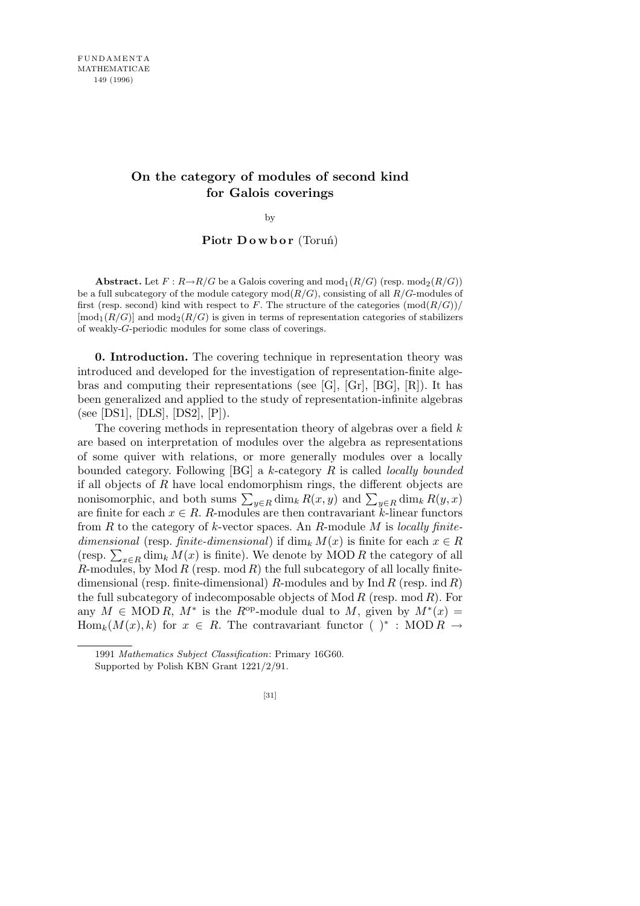# On the category of modules of second kind for Galois coverings

by

**Piotr Dowbor** (Toruń)

**Abstract.** Let $F : R \to R/G$ be a Galois covering and $\operatorname{mod}_1(R/G)$ (resp. $\operatorname{mod}_2(R/G)$) be a full subcategory of the module category $\operatorname{mod}(R/G)$, consisting of all $R/G$-modules of first (resp. second) kind with respect to $F$. The structure of the categories $(\operatorname{mod}(R/G))/[\operatorname{mod}_1(R/G)]$ and $\operatorname{mod}_2(R/G)$ is given in terms of representation categories of stabilizers of weakly-$G$-periodic modules for some class of coverings.

**0. Introduction.** The covering technique in representation theory was introduced and developed for the investigation of representation-finite algebras and computing their representations (see [G], [Gr], [BG], [R]). It has been generalized and applied to the study of representation-infinite algebras (see [DS1], [DLS], [DS2], [P]).

The covering methods in representation theory of algebras over a field $k$ are based on interpretation of modules over the algebra as representations of some quiver with relations, or more generally modules over a locally bounded category. Following [BG] a $k$-category $R$ is called *locally bounded* if all objects of $R$ have local endomorphism rings, the different objects are nonisomorphic, and both sums $\sum_{y \in R} \dim_k R(x, y)$ and $\sum_{y \in R} \dim_k R(y, x)$ are finite for each $x \in R$. $R$-modules are then contravariant $k$-linear functors from $R$ to the category of $k$-vector spaces. An $R$-module $M$ is *locally finite-dimensional* (resp. *finite-dimensional*) if $\dim_k M(x)$ is finite for each $x \in R$ (resp. $\sum_{x \in R} \dim_k M(x)$ is finite). We denote by $\operatorname{MOD} R$ the category of all $R$-modules, by $\operatorname{Mod} R$ (resp. $\operatorname{mod} R$) the full subcategory of all locally finite-dimensional (resp. finite-dimensional) $R$-modules and by $\operatorname{Ind} R$ (resp. $\operatorname{ind} R$) the full subcategory of indecomposable objects of $\operatorname{Mod} R$ (resp. $\operatorname{mod} R$). For any $M \in \operatorname{MOD} R$, $M^*$ is the $R^{\mathrm{op}}$-module dual to $M$, given by $M^*(x) = \operatorname{Hom}_k(M(x), k)$ for $x \in R$. The contravariant functor $(\ )^* : \operatorname{MOD} R \to$

---

1991 *Mathematics Subject Classification*: Primary 16G60.

Supported by Polish KBN Grant 1221/2/91.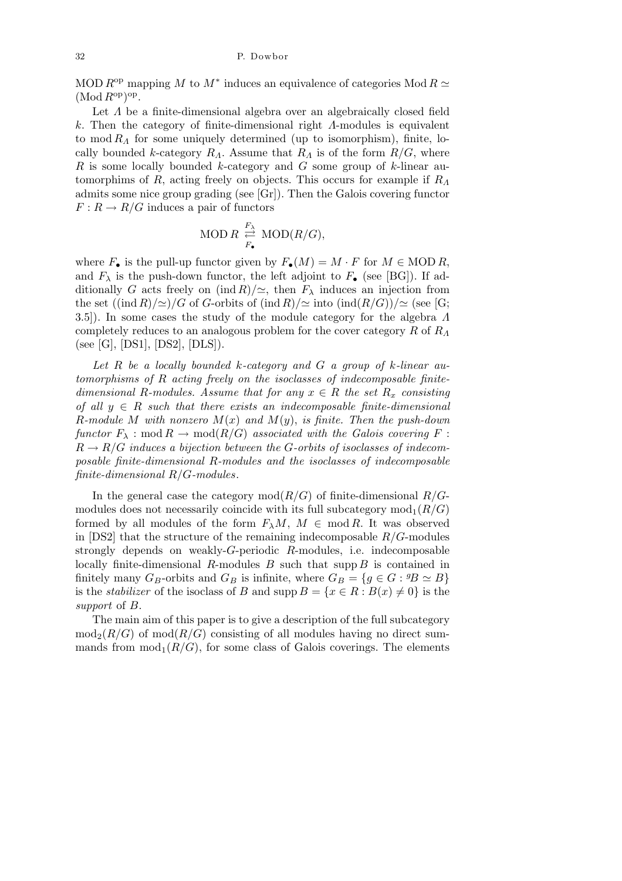MOD $R^{\mathrm{op}}$ mapping $M$ to $M^*$ induces an equivalence of categories $\mathrm{Mod}\, R \simeq (\mathrm{Mod}\, R^{\mathrm{op}})^{\mathrm{op}}$.

Let $\Lambda$ be a finite-dimensional algebra over an algebraically closed field $k$. Then the category of finite-dimensional right $\Lambda$-modules is equivalent to $\mathrm{mod}\, R_\Lambda$ for some uniquely determined (up to isomorphism), finite, locally bounded $k$-category $R_\Lambda$. Assume that $R_\Lambda$ is of the form $R/G$, where $R$ is some locally bounded $k$-category and $G$ some group of $k$-linear automorphims of $R$, acting freely on objects. This occurs for example if $R_\Lambda$ admits some nice group grading (see [Gr]). Then the Galois covering functor $F : R \to R/G$ induces a pair of functors

$$\mathrm{MOD}\, R \underset{F_\bullet}{\overset{F_\lambda}{\rightleftarrows}} \mathrm{MOD}(R/G),$$

where $F_\bullet$ is the pull-up functor given by $F_\bullet(M) = M \cdot F$ for $M \in \mathrm{MOD}\, R$, and $F_\lambda$ is the push-down functor, the left adjoint to $F_\bullet$ (see [BG]). If additionally $G$ acts freely on $(\mathrm{ind}\, R)/\simeq$, then $F_\lambda$ induces an injection from the set $((\mathrm{ind}\, R)/\simeq)/G$ of $G$-orbits of $(\mathrm{ind}\, R)/\simeq$ into $(\mathrm{ind}(R/G))/\simeq$ (see [G; 3.5]). In some cases the study of the module category for the algebra $\Lambda$ completely reduces to an analogous problem for the cover category $R$ of $R_\Lambda$ (see [G], [DS1], [DS2], [DLS]).

*Let $R$ be a locally bounded $k$-category and $G$ a group of $k$-linear automorphisms of $R$ acting freely on the isoclasses of indecomposable finite-dimensional $R$-modules. Assume that for any $x \in R$ the set $R_x$ consisting of all $y \in R$ such that there exists an indecomposable finite-dimensional $R$-module $M$ with nonzero $M(x)$ and $M(y)$, is finite. Then the push-down functor $F_\lambda : \mathrm{mod}\, R \to \mathrm{mod}(R/G)$ associated with the Galois covering $F : R \to R/G$ induces a bijection between the $G$-orbits of isoclasses of indecomposable finite-dimensional $R$-modules and the isoclasses of indecomposable finite-dimensional $R/G$-modules.*

In the general case the category $\mathrm{mod}(R/G)$ of finite-dimensional $R/G$-modules does not necessarily coincide with its full subcategory $\mathrm{mod}_1(R/G)$ formed by all modules of the form $F_\lambda M$, $M \in \mathrm{mod}\, R$. It was observed in [DS2] that the structure of the remaining indecomposable $R/G$-modules strongly depends on weakly-$G$-periodic $R$-modules, i.e. indecomposable locally finite-dimensional $R$-modules $B$ such that $\mathrm{supp}\, B$ is contained in finitely many $G_B$-orbits and $G_B$ is infinite, where $G_B = \{g \in G : {}^gB \simeq B\}$ is the *stabilizer* of the isoclass of $B$ and $\mathrm{supp}\, B = \{x \in R : B(x) \neq 0\}$ is the *support* of $B$.

The main aim of this paper is to give a description of the full subcategory $\mathrm{mod}_2(R/G)$ of $\mathrm{mod}(R/G)$ consisting of all modules having no direct summands from $\mathrm{mod}_1(R/G)$, for some class of Galois coverings. The elements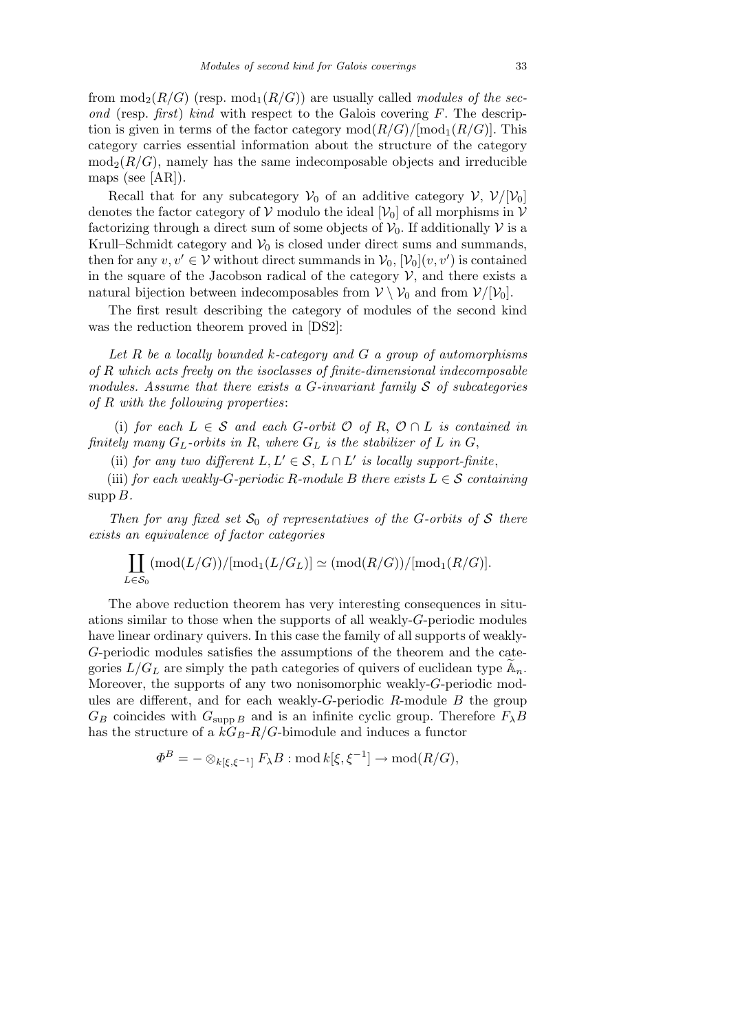from $\mathrm{mod}_2(R/G)$ (resp. $\mathrm{mod}_1(R/G)$) are usually called *modules of the second* (resp. *first*) *kind* with respect to the Galois covering $F$. The description is given in terms of the factor category $\mathrm{mod}(R/G)/[\mathrm{mod}_1(R/G)]$. This category carries essential information about the structure of the category $\mathrm{mod}_2(R/G)$, namely has the same indecomposable objects and irreducible maps (see [AR]).

Recall that for any subcategory $\mathcal{V}_0$ of an additive category $\mathcal{V}$, $\mathcal{V}/[\mathcal{V}_0]$ denotes the factor category of $\mathcal{V}$ modulo the ideal $[\mathcal{V}_0]$ of all morphisms in $\mathcal{V}$ factorizing through a direct sum of some objects of $\mathcal{V}_0$. If additionally $\mathcal{V}$ is a Krull–Schmidt category and $\mathcal{V}_0$ is closed under direct sums and summands, then for any $v, v' \in \mathcal{V}$ without direct summands in $\mathcal{V}_0$, $[\mathcal{V}_0](v, v')$ is contained in the square of the Jacobson radical of the category $\mathcal{V}$, and there exists a natural bijection between indecomposables from $\mathcal{V} \setminus \mathcal{V}_0$ and from $\mathcal{V}/[\mathcal{V}_0]$.

The first result describing the category of modules of the second kind was the reduction theorem proved in [DS2]:

*Let $R$ be a locally bounded $k$-category and $G$ a group of automorphisms of $R$ which acts freely on the isoclasses of finite-dimensional indecomposable modules. Assume that there exists a $G$-invariant family $\mathcal{S}$ of subcategories of $R$ with the following properties*:

(i) *for each $L \in \mathcal{S}$ and each $G$-orbit $\mathcal{O}$ of $R$, $\mathcal{O} \cap L$ is contained in finitely many $G_L$-orbits in $R$, where $G_L$ is the stabilizer of $L$ in $G$*,

(ii) *for any two different $L, L' \in \mathcal{S}$, $L \cap L'$ is locally support-finite*,

(iii) *for each weakly-$G$-periodic $R$-module $B$ there exists $L \in \mathcal{S}$ containing* $\mathrm{supp}\, B$.

*Then for any fixed set $\mathcal{S}_0$ of representatives of the $G$-orbits of $\mathcal{S}$ there exists an equivalence of factor categories*

$$\coprod_{L \in \mathcal{S}_0} (\mathrm{mod}(L/G))/[\mathrm{mod}_1(L/G_L)] \simeq (\mathrm{mod}(R/G))/[\mathrm{mod}_1(R/G)].$$

The above reduction theorem has very interesting consequences in situations similar to those when the supports of all weakly-$G$-periodic modules have linear ordinary quivers. In this case the family of all supports of weakly-$G$-periodic modules satisfies the assumptions of the theorem and the categories $L/G_L$ are simply the path categories of quivers of euclidean type $\widetilde{\mathbb{A}}_n$. Moreover, the supports of any two nonisomorphic weakly-$G$-periodic modules are different, and for each weakly-$G$-periodic $R$-module $B$ the group $G_B$ coincides with $G_{\mathrm{supp}\, B}$ and is an infinite cyclic group. Therefore $F_\lambda B$ has the structure of a $kG_B$-$R/G$-bimodule and induces a functor

$$\Phi^B = - \otimes_{k[\xi,\xi^{-1}]} F_\lambda B : \mathrm{mod}\, k[\xi, \xi^{-1}] \to \mathrm{mod}(R/G),$$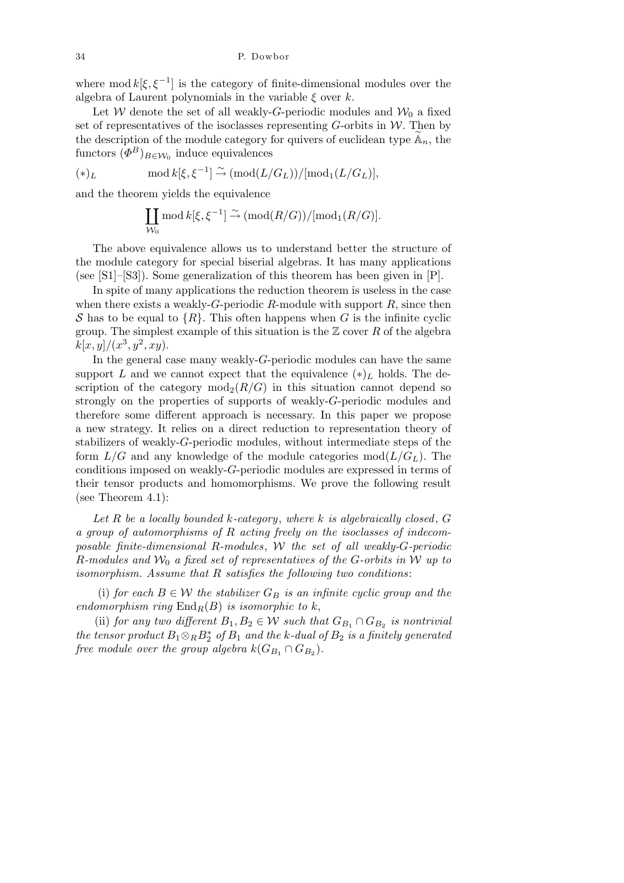where $\operatorname{mod} k[\xi, \xi^{-1}]$ is the category of finite-dimensional modules over the algebra of Laurent polynomials in the variable $\xi$ over $k$.

Let $\mathcal{W}$ denote the set of all weakly-$G$-periodic modules and $\mathcal{W}_0$ a fixed set of representatives of the isoclasses representing $G$-orbits in $\mathcal{W}$. Then by the description of the module category for quivers of euclidean type $\widetilde{\mathbb{A}}_n$, the functors $(\Phi^B)_{B \in \mathcal{W}_0}$ induce equivalences

$$(*)_L \qquad \operatorname{mod} k[\xi, \xi^{-1}] \xrightarrow{\sim} (\operatorname{mod}(L/G_L))/[\operatorname{mod}_1(L/G_L)],$$

and the theorem yields the equivalence

$$\coprod_{\mathcal{W}_0} \operatorname{mod} k[\xi, \xi^{-1}] \xrightarrow{\sim} (\operatorname{mod}(R/G))/[\operatorname{mod}_1(R/G)].$$

The above equivalence allows us to understand better the structure of the module category for special biserial algebras. It has many applications (see [S1]–[S3]). Some generalization of this theorem has been given in [P].

In spite of many applications the reduction theorem is useless in the case when there exists a weakly-$G$-periodic $R$-module with support $R$, since then $\mathcal{S}$ has to be equal to $\{R\}$. This often happens when $G$ is the infinite cyclic group. The simplest example of this situation is the $\mathbb{Z}$ cover $R$ of the algebra $k[x, y]/(x^3, y^2, xy)$.

In the general case many weakly-$G$-periodic modules can have the same support $L$ and we cannot expect that the equivalence $(*)_L$ holds. The description of the category $\operatorname{mod}_2(R/G)$ in this situation cannot depend so strongly on the properties of supports of weakly-$G$-periodic modules and therefore some different approach is necessary. In this paper we propose a new strategy. It relies on a direct reduction to representation theory of stabilizers of weakly-$G$-periodic modules, without intermediate steps of the form $L/G$ and any knowledge of the module categories $\operatorname{mod}(L/G_L)$. The conditions imposed on weakly-$G$-periodic modules are expressed in terms of their tensor products and homomorphisms. We prove the following result (see Theorem 4.1):

*Let $R$ be a locally bounded $k$-category, where $k$ is algebraically closed, $G$ a group of automorphisms of $R$ acting freely on the isoclasses of indecomposable finite-dimensional $R$-modules, $\mathcal{W}$ the set of all weakly-$G$-periodic $R$-modules and $\mathcal{W}_0$ a fixed set of representatives of the $G$-orbits in $\mathcal{W}$ up to isomorphism. Assume that $R$ satisfies the following two conditions*:

(i) *for each $B \in \mathcal{W}$ the stabilizer $G_B$ is an infinite cyclic group and the endomorphism ring $\operatorname{End}_R(B)$ is isomorphic to $k$,*

(ii) *for any two different $B_1, B_2 \in \mathcal{W}$ such that $G_{B_1} \cap G_{B_2}$ is nontrivial the tensor product $B_1 \otimes_R B_2^*$ of $B_1$ and the $k$-dual of $B_2$ is a finitely generated free module over the group algebra $k(G_{B_1} \cap G_{B_2})$.*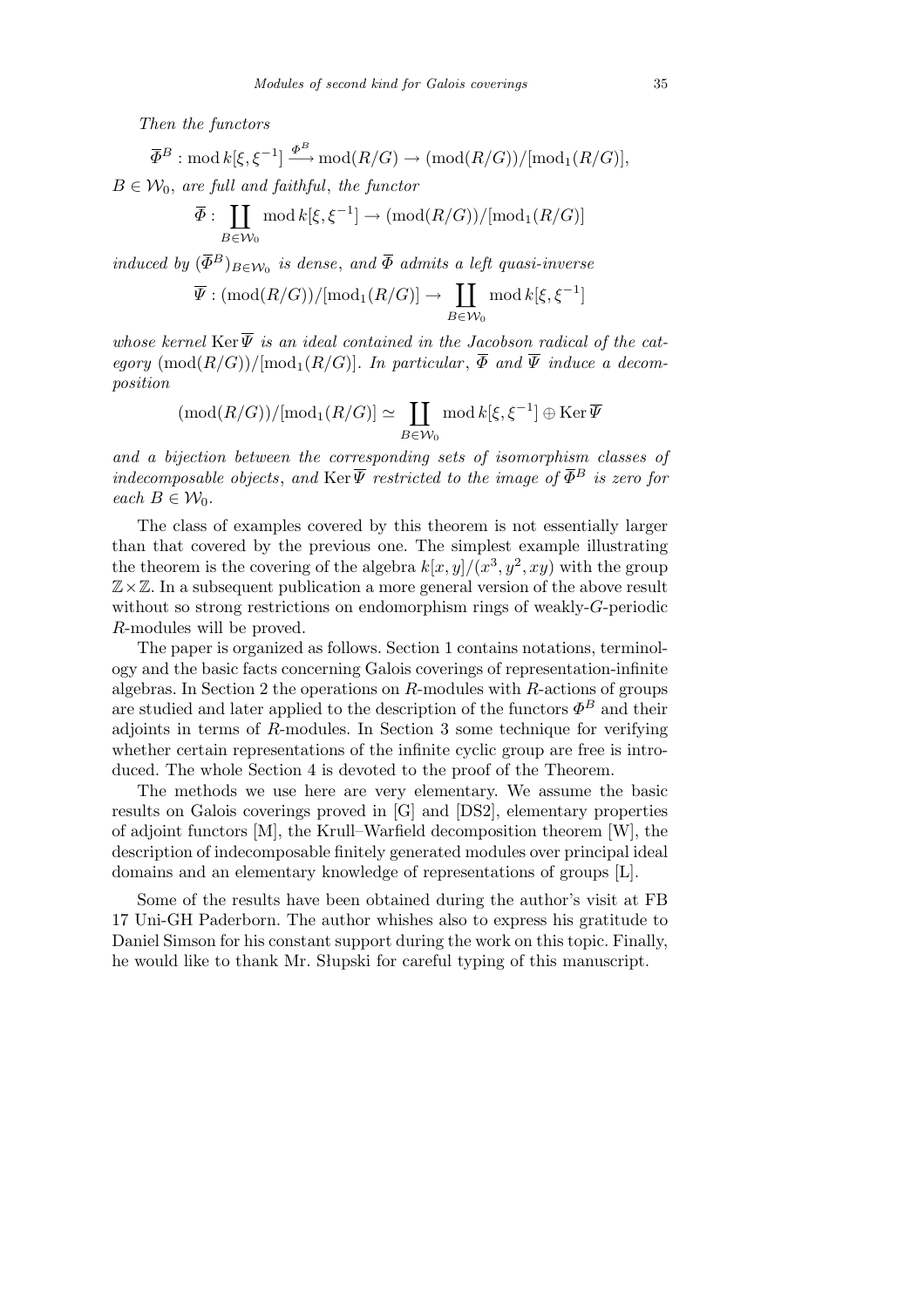*Then the functors*

$$\overline{\Phi}^B : \operatorname{mod} k[\xi,\xi^{-1}] \xrightarrow{\Phi^B} \operatorname{mod}(R/G) \to (\operatorname{mod}(R/G))/[\operatorname{mod}_1(R/G)],$$

$B \in \mathcal{W}_0$, *are full and faithful*, *the functor*

$$\overline{\Phi} : \coprod_{B\in\mathcal{W}_0} \operatorname{mod} k[\xi,\xi^{-1}] \to (\operatorname{mod}(R/G))/[\operatorname{mod}_1(R/G)]$$

*induced by* $(\overline{\Phi}^B)_{B\in\mathcal{W}_0}$ *is dense*, *and* $\overline{\Phi}$ *admits a left quasi-inverse*

$$\overline{\Psi} : (\operatorname{mod}(R/G))/[\operatorname{mod}_1(R/G)] \to \coprod_{B\in\mathcal{W}_0} \operatorname{mod} k[\xi,\xi^{-1}]$$

*whose kernel* $\operatorname{Ker}\overline{\Psi}$ *is an ideal contained in the Jacobson radical of the category* $(\operatorname{mod}(R/G))/[\operatorname{mod}_1(R/G)]$. *In particular*, $\overline{\Phi}$ *and* $\overline{\Psi}$ *induce a decomposition*

$$(\operatorname{mod}(R/G))/[\operatorname{mod}_1(R/G)] \simeq \coprod_{B\in\mathcal{W}_0} \operatorname{mod} k[\xi,\xi^{-1}] \oplus \operatorname{Ker}\overline{\Psi}$$

*and a bijection between the corresponding sets of isomorphism classes of indecomposable objects*, *and* $\operatorname{Ker}\overline{\Psi}$ *restricted to the image of* $\overline{\Phi}^B$ *is zero for each* $B \in \mathcal{W}_0$.

The class of examples covered by this theorem is not essentially larger than that covered by the previous one. The simplest example illustrating the theorem is the covering of the algebra $k[x,y]/(x^3,y^2,xy)$ with the group $\mathbb{Z}\times\mathbb{Z}$. In a subsequent publication a more general version of the above result without so strong restrictions on endomorphism rings of weakly-$G$-periodic $R$-modules will be proved.

The paper is organized as follows. Section 1 contains notations, terminology and the basic facts concerning Galois coverings of representation-infinite algebras. In Section 2 the operations on $R$-modules with $R$-actions of groups are studied and later applied to the description of the functors $\Phi^B$ and their adjoints in terms of $R$-modules. In Section 3 some technique for verifying whether certain representations of the infinite cyclic group are free is introduced. The whole Section 4 is devoted to the proof of the Theorem.

The methods we use here are very elementary. We assume the basic results on Galois coverings proved in [G] and [DS2], elementary properties of adjoint functors [M], the Krull–Warfield decomposition theorem [W], the description of indecomposable finitely generated modules over principal ideal domains and an elementary knowledge of representations of groups [L].

Some of the results have been obtained during the author's visit at FB 17 Uni-GH Paderborn. The author whishes also to express his gratitude to Daniel Simson for his constant support during the work on this topic. Finally, he would like to thank Mr. Słupski for careful typing of this manuscript.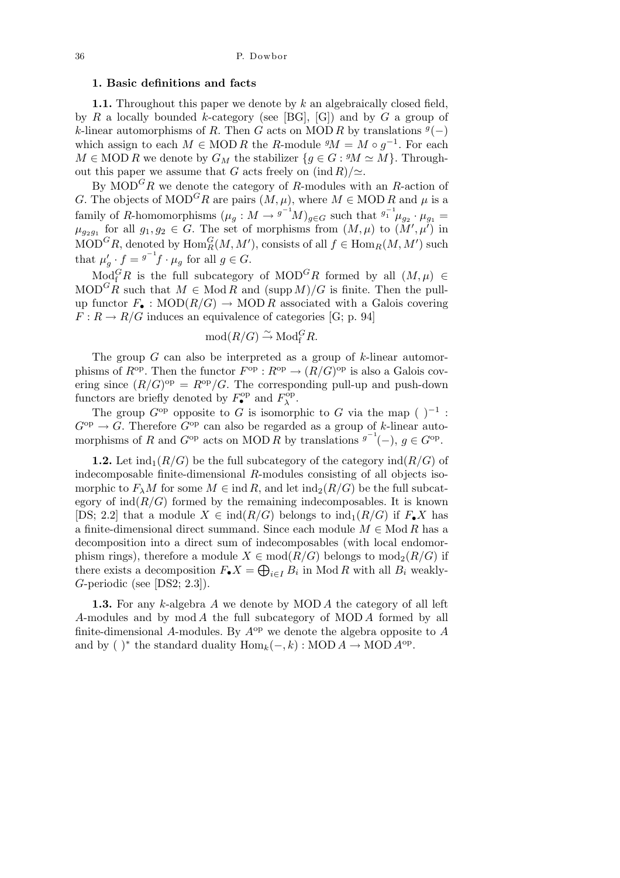## 1. Basic definitions and facts

**1.1.** Throughout this paper we denote by $k$ an algebraically closed field, by $R$ a locally bounded $k$-category (see [BG], [G]) and by $G$ a group of $k$-linear automorphisms of $R$. Then $G$ acts on $\mathrm{MOD}\, R$ by translations ${}^{g}(-)$ which assign to each $M \in \mathrm{MOD}\, R$ the $R$-module ${}^{g}M = M \circ g^{-1}$. For each $M \in \mathrm{MOD}\, R$ we denote by $G_M$ the stabilizer $\{g \in G : {}^{g}M \simeq M\}$. Throughout this paper we assume that $G$ acts freely on $(\mathrm{ind}\, R)/\simeq$.

By $\mathrm{MOD}^G R$ we denote the category of $R$-modules with an $R$-action of $G$. The objects of $\mathrm{MOD}^G R$ are pairs $(M, \mu)$, where $M \in \mathrm{MOD}\, R$ and $\mu$ is a family of $R$-homomorphisms $(\mu_g : M \to {}^{g^{-1}}M)_{g\in G}$ such that ${}^{g_1^{-1}}\mu_{g_2} \cdot \mu_{g_1} = \mu_{g_2 g_1}$ for all $g_1, g_2 \in G$. The set of morphisms from $(M, \mu)$ to $(M', \mu')$ in $\mathrm{MOD}^G R$, denoted by $\mathrm{Hom}_R^G(M, M')$, consists of all $f \in \mathrm{Hom}_R(M, M')$ such that $\mu'_g \cdot f = {}^{g^{-1}}f \cdot \mu_g$ for all $g \in G$.

$\mathrm{Mod}_{\mathrm{f}}^G R$ is the full subcategory of $\mathrm{MOD}^G R$ formed by all $(M, \mu) \in \mathrm{MOD}^G R$ such that $M \in \mathrm{Mod}\, R$ and $(\mathrm{supp}\, M)/G$ is finite. Then the pull-up functor $F_\bullet : \mathrm{MOD}(R/G) \to \mathrm{MOD}\, R$ associated with a Galois covering $F : R \to R/G$ induces an equivalence of categories [G; p. 94]

$$\mathrm{mod}(R/G) \xrightarrow{\sim} \mathrm{Mod}_{\mathrm{f}}^G R.$$

The group $G$ can also be interpreted as a group of $k$-linear automorphisms of $R^{\mathrm{op}}$. Then the functor $F^{\mathrm{op}} : R^{\mathrm{op}} \to (R/G)^{\mathrm{op}}$ is also a Galois covering since $(R/G)^{\mathrm{op}} = R^{\mathrm{op}}/G$. The corresponding pull-up and push-down functors are briefly denoted by $F_\bullet^{\mathrm{op}}$ and $F_\lambda^{\mathrm{op}}$.

The group $G^{\mathrm{op}}$ opposite to $G$ is isomorphic to $G$ via the map $(\ )^{-1} : G^{\mathrm{op}} \to G$. Therefore $G^{\mathrm{op}}$ can also be regarded as a group of $k$-linear automorphisms of $R$ and $G^{\mathrm{op}}$ acts on $\mathrm{MOD}\, R$ by translations ${}^{g^{-1}}(-)$, $g \in G^{\mathrm{op}}$.

**1.2.** Let $\mathrm{ind}_1(R/G)$ be the full subcategory of the category $\mathrm{ind}(R/G)$ of indecomposable finite-dimensional $R$-modules consisting of all objects isomorphic to $F_\lambda M$ for some $M \in \mathrm{ind}\, R$, and let $\mathrm{ind}_2(R/G)$ be the full subcategory of $\mathrm{ind}(R/G)$ formed by the remaining indecomposables. It is known [DS; 2.2] that a module $X \in \mathrm{ind}(R/G)$ belongs to $\mathrm{ind}_1(R/G)$ if $F_\bullet X$ has a finite-dimensional direct summand. Since each module $M \in \mathrm{Mod}\, R$ has a decomposition into a direct sum of indecomposables (with local endomorphism rings), therefore a module $X \in \mathrm{mod}(R/G)$ belongs to $\mathrm{mod}_2(R/G)$ if there exists a decomposition $F_\bullet X = \bigoplus_{i\in I} B_i$ in $\mathrm{Mod}\, R$ with all $B_i$ weakly-$G$-periodic (see [DS2; 2.3]).

**1.3.** For any $k$-algebra $A$ we denote by $\mathrm{MOD}\, A$ the category of all left $A$-modules and by $\mathrm{mod}\, A$ the full subcategory of $\mathrm{MOD}\, A$ formed by all finite-dimensional $A$-modules. By $A^{\mathrm{op}}$ we denote the algebra opposite to $A$ and by $(\ )^*$ the standard duality $\mathrm{Hom}_k(-, k) : \mathrm{MOD}\, A \to \mathrm{MOD}\, A^{\mathrm{op}}$.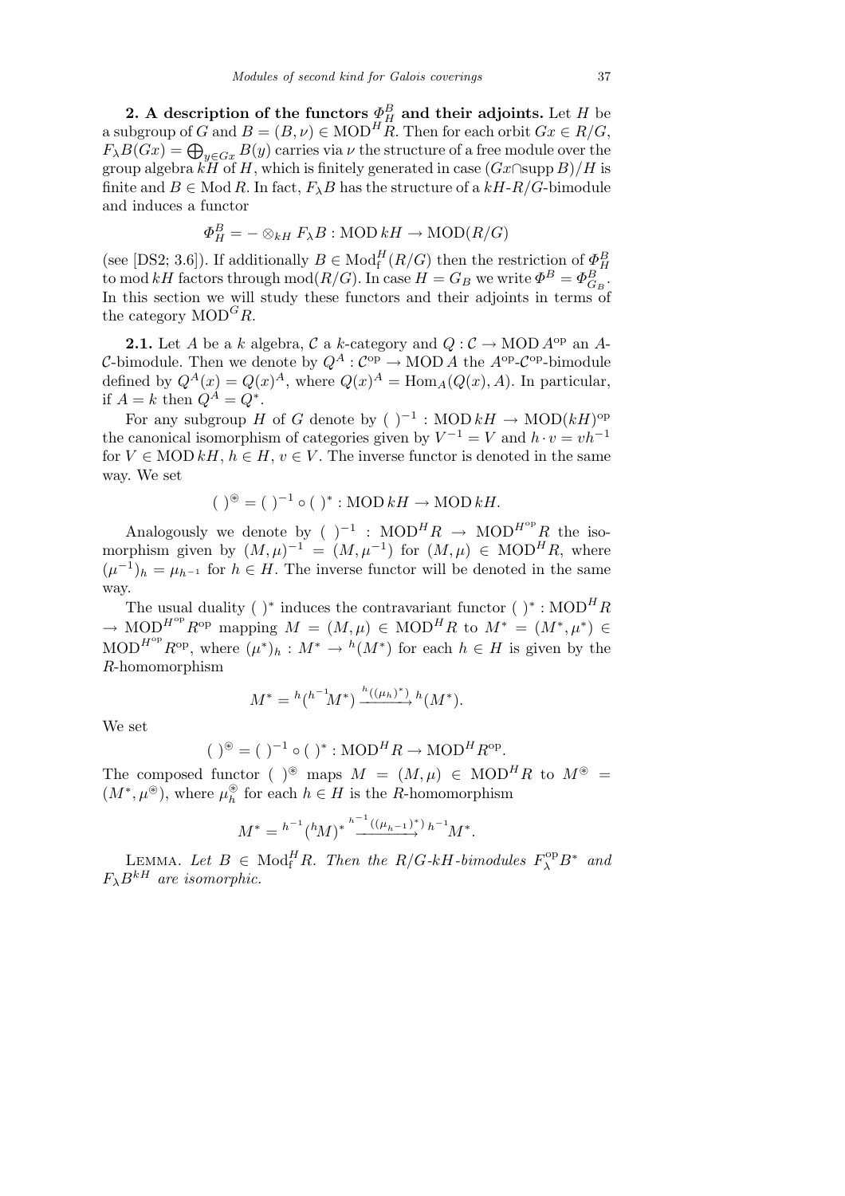**2. A description of the functors $\Phi^B_H$ and their adjoints.** Let $H$ be a subgroup of $G$ and $B = (B, \nu) \in \mathrm{MOD}^H R$. Then for each orbit $Gx \in R/G$, $F_\lambda B(Gx) = \bigoplus_{y \in Gx} B(y)$ carries via $\nu$ the structure of a free module over the group algebra $kH$ of $H$, which is finitely generated in case $(Gx \cap \mathrm{supp}\, B)/H$ is finite and $B \in \mathrm{Mod}\, R$. In fact, $F_\lambda B$ has the structure of a $kH$-$R/G$-bimodule and induces a functor

$$\Phi^B_H = - \otimes_{kH} F_\lambda B : \mathrm{MOD}\, kH \to \mathrm{MOD}(R/G)$$

(see [DS2; 3.6]). If additionally $B \in \mathrm{Mod}^H_{\mathrm{f}}(R/G)$ then the restriction of $\Phi^B_H$ to $\mathrm{mod}\, kH$ factors through $\mathrm{mod}(R/G)$. In case $H = G_B$ we write $\Phi^B = \Phi^B_{G_B}$. In this section we will study these functors and their adjoints in terms of the category $\mathrm{MOD}^G R$.

**2.1.** Let $A$ be a $k$ algebra, $\mathcal{C}$ a $k$-category and $Q : \mathcal{C} \to \mathrm{MOD}\, A^{\mathrm{op}}$ an $A$-$\mathcal{C}$-bimodule. Then we denote by $Q^A : \mathcal{C}^{\mathrm{op}} \to \mathrm{MOD}\, A$ the $A^{\mathrm{op}}$-$\mathcal{C}^{\mathrm{op}}$-bimodule defined by $Q^A(x) = Q(x)^A$, where $Q(x)^A = \mathrm{Hom}_A(Q(x), A)$. In particular, if $A = k$ then $Q^A = Q^*$.

For any subgroup $H$ of $G$ denote by $(\ )^{-1} : \mathrm{MOD}\, kH \to \mathrm{MOD}(kH)^{\mathrm{op}}$ the canonical isomorphism of categories given by $V^{-1} = V$ and $h \cdot v = vh^{-1}$ for $V \in \mathrm{MOD}\, kH$, $h \in H$, $v \in V$. The inverse functor is denoted in the same way. We set

$$(\ )^{\circledast} = (\ )^{-1} \circ (\ )^* : \mathrm{MOD}\, kH \to \mathrm{MOD}\, kH.$$

Analogously we denote by $(\ )^{-1} : \mathrm{MOD}^H R \to \mathrm{MOD}^{H^{\mathrm{op}}} R$ the isomorphism given by $(M, \mu)^{-1} = (M, \mu^{-1})$ for $(M, \mu) \in \mathrm{MOD}^H R$, where $(\mu^{-1})_h = \mu_{h^{-1}}$ for $h \in H$. The inverse functor will be denoted in the same way.

The usual duality $(\ )^*$ induces the contravariant functor $(\ )^* : \mathrm{MOD}^H R \to \mathrm{MOD}^{H^{\mathrm{op}}} R^{\mathrm{op}}$ mapping $M = (M, \mu) \in \mathrm{MOD}^H R$ to $M^* = (M^*, \mu^*) \in \mathrm{MOD}^{H^{\mathrm{op}}} R^{\mathrm{op}}$, where $(\mu^*)_h : M^* \to {}^h(M^*)$ for each $h \in H$ is given by the $R$-homomorphism

$$M^* = {}^h({}^{h^{-1}}M^*) \xrightarrow{{}^h((\mu_h)^*)} {}^h(M^*).$$

We set

$$(\ )^{\circledast} = (\ )^{-1} \circ (\ )^* : \mathrm{MOD}^H R \to \mathrm{MOD}^H R^{\mathrm{op}}.$$

The composed functor $(\ )^{\circledast}$ maps $M = (M, \mu) \in \mathrm{MOD}^H R$ to $M^{\circledast} = (M^*, \mu^{\circledast})$, where $\mu^{\circledast}_h$ for each $h \in H$ is the $R$-homomorphism

$$M^* = {}^{h^{-1}}({}^hM)^* \xrightarrow{{}^{h^{-1}}((\mu_{h^{-1}})^*)} {}^{h^{-1}}M^*.$$

LEMMA. *Let $B \in \mathrm{Mod}^H_{\mathrm{f}} R$. Then the $R/G$-$kH$-bimodules $F^{\mathrm{op}}_\lambda B^*$ and $F_\lambda B^{kH}$ are isomorphic.*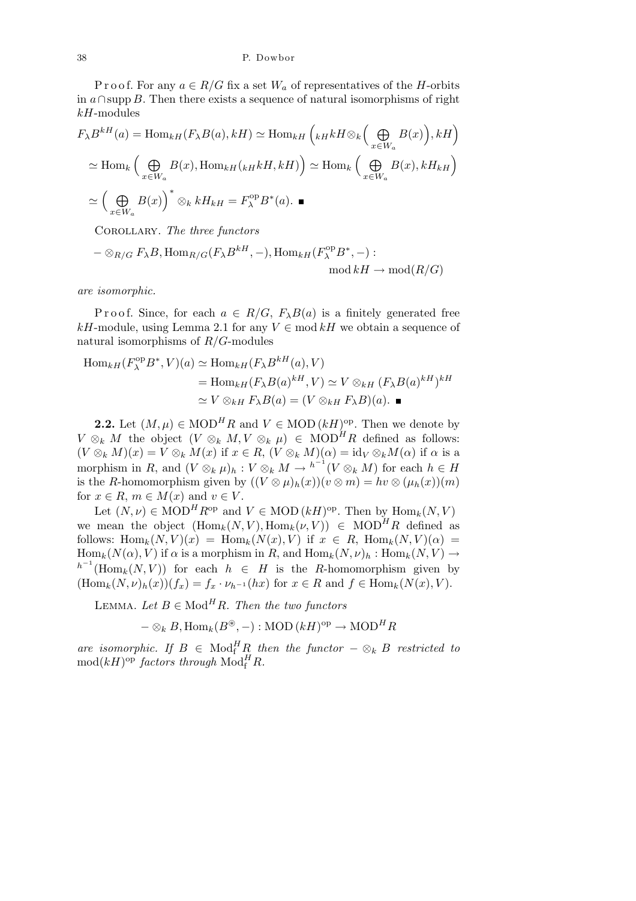Proof. For any $a \in R/G$ fix a set $W_a$ of representatives of the $H$-orbits in $a \cap \operatorname{supp} B$. Then there exists a sequence of natural isomorphisms of right $kH$-modules

$$F_\lambda B^{kH}(a) = \operatorname{Hom}_{kH}(F_\lambda B(a), kH) \simeq \operatorname{Hom}_{kH}\Big({}_{kH}kH \otimes_k \Big(\bigoplus_{x\in W_a} B(x)\Big), kH\Big)$$

$$\simeq \operatorname{Hom}_k\Big(\bigoplus_{x\in W_a} B(x), \operatorname{Hom}_{kH}({}_{kH}kH, kH)\Big) \simeq \operatorname{Hom}_k\Big(\bigoplus_{x\in W_a} B(x), kH_{kH}\Big)$$

$$\simeq \Big(\bigoplus_{x\in W_a} B(x)\Big)^* \otimes_k kH_{kH} = F_\lambda^{\mathrm{op}} B^*(a). \ \blacksquare$$

Corollary. *The three functors*

$$- \otimes_{R/G} F_\lambda B, \operatorname{Hom}_{R/G}(F_\lambda B^{kH}, -), \operatorname{Hom}_{kH}(F_\lambda^{\mathrm{op}} B^*, -) : \operatorname{mod} kH \to \operatorname{mod}(R/G)$$

*are isomorphic.*

Proof. Since, for each $a \in R/G$, $F_\lambda B(a)$ is a finitely generated free $kH$-module, using Lemma 2.1 for any $V \in \operatorname{mod} kH$ we obtain a sequence of natural isomorphisms of $R/G$-modules

$$\begin{aligned}
\operatorname{Hom}_{kH}(F_\lambda^{\mathrm{op}} B^*, V)(a) &\simeq \operatorname{Hom}_{kH}(F_\lambda B^{kH}(a), V) \\
&= \operatorname{Hom}_{kH}(F_\lambda B(a)^{kH}, V) \simeq V \otimes_{kH} (F_\lambda B(a)^{kH})^{kH} \\
&\simeq V \otimes_{kH} F_\lambda B(a) = (V \otimes_{kH} F_\lambda B)(a). \ \blacksquare
\end{aligned}$$

**2.2.** Let $(M, \mu) \in \mathrm{MOD}^H R$ and $V \in \mathrm{MOD}\,(kH)^{\mathrm{op}}$. Then we denote by $V \otimes_k M$ the object $(V \otimes_k M, V \otimes_k \mu) \in \mathrm{MOD}^H R$ defined as follows: $(V \otimes_k M)(x) = V \otimes_k M(x)$ if $x \in R$, $(V \otimes_k M)(\alpha) = \mathrm{id}_V \otimes_k M(\alpha)$ if $\alpha$ is a morphism in $R$, and $(V \otimes_k \mu)_h : V \otimes_k M \to {}^{h^{-1}}(V \otimes_k M)$ for each $h \in H$ is the $R$-homomorphism given by $((V \otimes \mu)_h(x))(v \otimes m) = hv \otimes (\mu_h(x))(m)$ for $x \in R$, $m \in M(x)$ and $v \in V$.

Let $(N, \nu) \in \mathrm{MOD}^H R^{\mathrm{op}}$ and $V \in \mathrm{MOD}\,(kH)^{\mathrm{op}}$. Then by $\operatorname{Hom}_k(N, V)$ we mean the object $(\operatorname{Hom}_k(N, V), \operatorname{Hom}_k(\nu, V)) \in \mathrm{MOD}^H R$ defined as follows: $\operatorname{Hom}_k(N, V)(x) = \operatorname{Hom}_k(N(x), V)$ if $x \in R$, $\operatorname{Hom}_k(N, V)(\alpha) = \operatorname{Hom}_k(N(\alpha), V)$ if $\alpha$ is a morphism in $R$, and $\operatorname{Hom}_k(N, \nu)_h : \operatorname{Hom}_k(N, V) \to {}^{h^{-1}}(\operatorname{Hom}_k(N, V))$ for each $h \in H$ is the $R$-homomorphism given by $(\operatorname{Hom}_k(N, \nu)_h(x))(f_x) = f_x \cdot \nu_{h^{-1}}(hx)$ for $x \in R$ and $f \in \operatorname{Hom}_k(N(x), V)$.

Lemma. *Let $B \in \mathrm{Mod}^H R$. Then the two functors*

$$- \otimes_k B, \operatorname{Hom}_k(B^{\circledast}, -) : \mathrm{MOD}\,(kH)^{\mathrm{op}} \to \mathrm{MOD}^H R$$

*are isomorphic. If $B \in \mathrm{Mod}^H_{\mathrm{f}} R$ then the functor $- \otimes_k B$ restricted to $\operatorname{mod}(kH)^{\mathrm{op}}$ factors through $\mathrm{Mod}^H_{\mathrm{f}} R$.*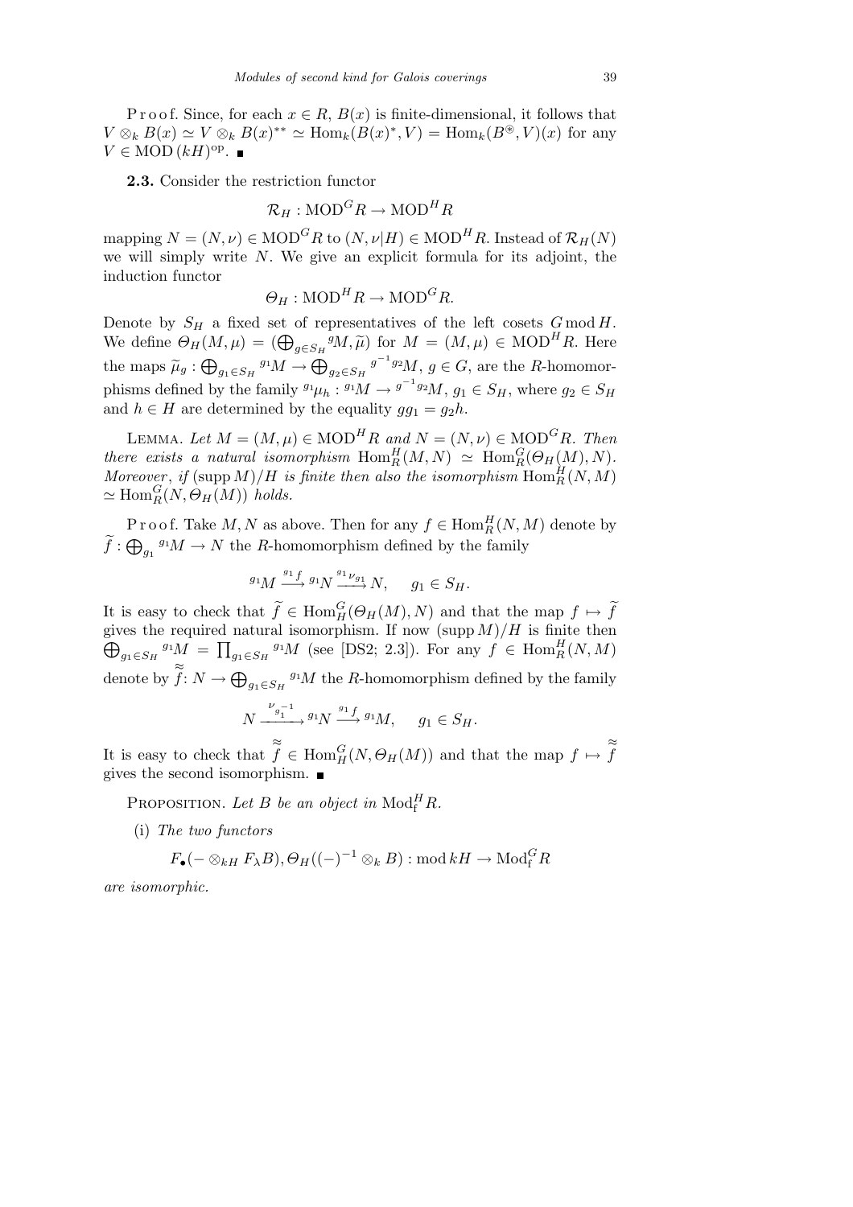P r o o f. Since, for each $x \in R$, $B(x)$ is finite-dimensional, it follows that $V \otimes_k B(x) \simeq V \otimes_k B(x)^{**} \simeq \mathrm{Hom}_k(B(x)^*, V) = \mathrm{Hom}_k(B^{\circledast}, V)(x)$ for any $V \in \mathrm{MOD}\,(kH)^{\mathrm{op}}$. ■

**2.3.** Consider the restriction functor

$$\mathcal{R}_H : \mathrm{MOD}^G R \to \mathrm{MOD}^H R$$

mapping $N = (N, \nu) \in \mathrm{MOD}^G R$ to $(N, \nu|H) \in \mathrm{MOD}^H R$. Instead of $\mathcal{R}_H(N)$ we will simply write $N$. We give an explicit formula for its adjoint, the induction functor

$$\Theta_H : \mathrm{MOD}^H R \to \mathrm{MOD}^G R.$$

Denote by $S_H$ a fixed set of representatives of the left cosets $G \bmod H$. We define $\Theta_H(M, \mu) = (\bigoplus_{g \in S_H} {}^g M, \widetilde{\mu})$ for $M = (M, \mu) \in \mathrm{MOD}^H R$. Here the maps $\widetilde{\mu}_g : \bigoplus_{g_1 \in S_H} {}^{g_1} M \to \bigoplus_{g_2 \in S_H} {}^{g^{-1} g_2} M$, $g \in G$, are the $R$-homomorphisms defined by the family ${}^{g_1}\mu_h : {}^{g_1} M \to {}^{g^{-1} g_2} M$, $g_1 \in S_H$, where $g_2 \in S_H$ and $h \in H$ are determined by the equality $g g_1 = g_2 h$.

Lemma. *Let $M = (M, \mu) \in \mathrm{MOD}^H R$ and $N = (N, \nu) \in \mathrm{MOD}^G R$. Then there exists a natural isomorphism $\mathrm{Hom}_R^H(M, N) \simeq \mathrm{Hom}_R^G(\Theta_H(M), N)$. Moreover, if $(\operatorname{supp} M)/H$ is finite then also the isomorphism $\mathrm{Hom}_R^H(N, M) \simeq \mathrm{Hom}_R^G(N, \Theta_H(M))$ holds.*

P r o o f. Take $M, N$ as above. Then for any $f \in \mathrm{Hom}_R^H(N, M)$ denote by $\widetilde{f} : \bigoplus_{g_1} {}^{g_1} M \to N$ the $R$-homomorphism defined by the family

$${}^{g_1} M \xrightarrow{{}^{g_1} f} {}^{g_1} N \xrightarrow{{}^{g_1} \nu_{g_1}} N, \qquad g_1 \in S_H.$$

It is easy to check that $\widetilde{f} \in \mathrm{Hom}_H^G(\Theta_H(M), N)$ and that the map $f \mapsto \widetilde{f}$ gives the required natural isomorphism. If now $(\operatorname{supp} M)/H$ is finite then $\bigoplus_{g_1 \in S_H} {}^{g_1} M = \prod_{g_1 \in S_H} {}^{g_1} M$ (see [DS2; 2.3]). For any $f \in \mathrm{Hom}_R^H(N, M)$ denote by $\approx\!\!\!\!f$ : $N \to \bigoplus_{g_1 \in S_H} {}^{g_1} M$ the $R$-homomorphism defined by the family

$$N \xrightarrow{\nu_{g_1^{-1}}} {}^{g_1} N \xrightarrow{{}^{g_1} f} {}^{g_1} M, \qquad g_1 \in S_H.$$

It is easy to check that $\overset{\approx}{f} \in \mathrm{Hom}_H^G(N, \Theta_H(M))$ and that the map $f \mapsto \overset{\approx}{f}$ gives the second isomorphism. ■

Proposition. *Let $B$ be an object in $\mathrm{Mod}_{\mathrm{f}}^H R$.*

(i) *The two functors*

$$F_\bullet(- \otimes_{kH} F_\lambda B), \Theta_H((-)^{-1} \otimes_k B) : \mathrm{mod}\, kH \to \mathrm{Mod}_{\mathrm{f}}^G R$$

*are isomorphic.*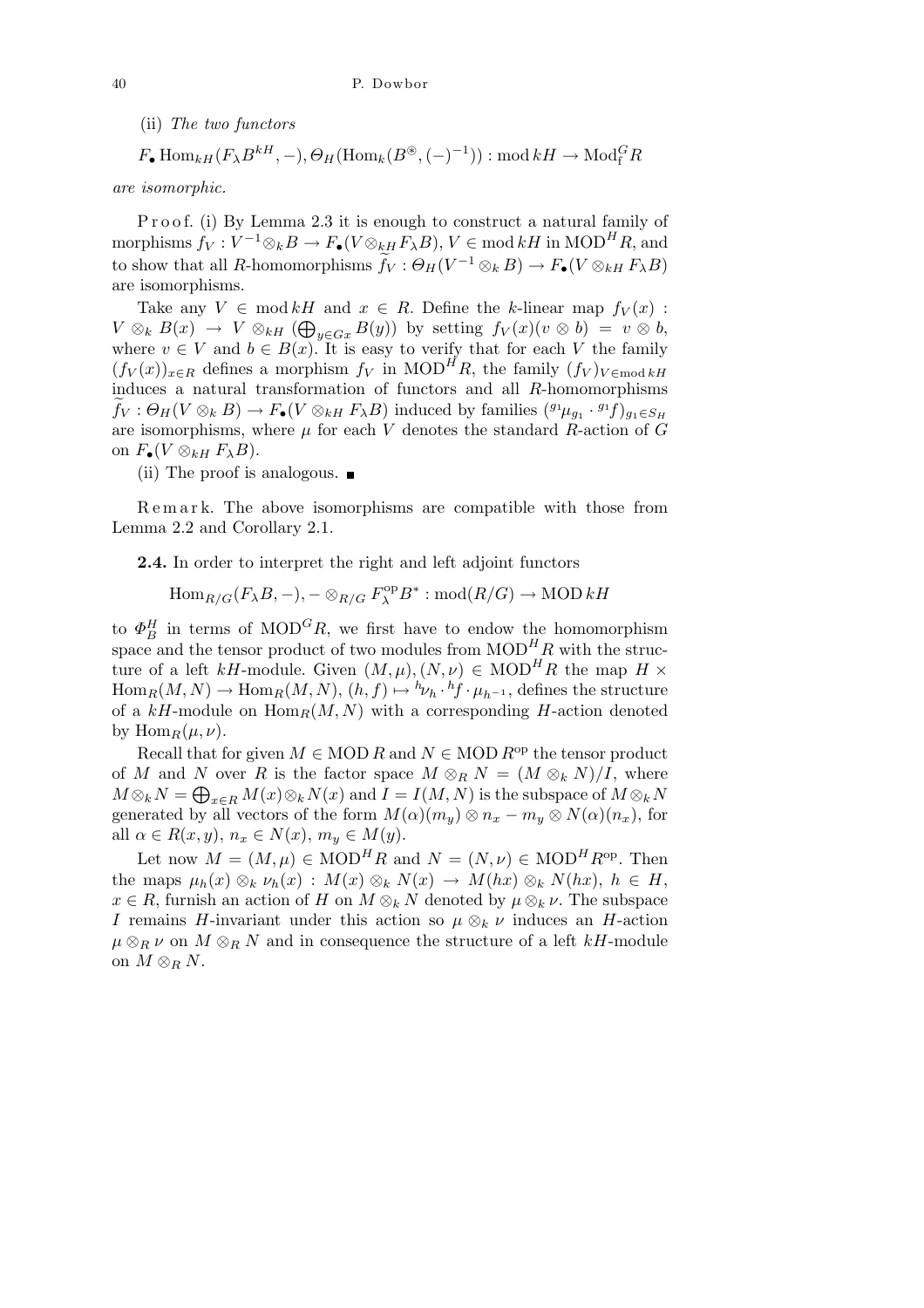(ii) *The two functors*

$$F_\bullet \operatorname{Hom}_{kH}(F_\lambda B^{kH}, -), \Theta_H(\operatorname{Hom}_k(B^{\circledast}, (-)^{-1})) : \operatorname{mod} kH \to \operatorname{Mod}_{\mathrm{f}}^G R$$

*are isomorphic.*

Proof. (i) By Lemma 2.3 it is enough to construct a natural family of morphisms $f_V : V^{-1} \otimes_k B \to F_\bullet(V \otimes_{kH} F_\lambda B)$, $V \in \operatorname{mod} kH$ in $\operatorname{MOD}^H R$, and to show that all $R$-homomorphisms $\widetilde{f}_V : \Theta_H(V^{-1} \otimes_k B) \to F_\bullet(V \otimes_{kH} F_\lambda B)$ are isomorphisms.

Take any $V \in \operatorname{mod} kH$ and $x \in R$. Define the $k$-linear map $f_V(x) : V \otimes_k B(x) \to V \otimes_{kH} (\bigoplus_{y \in Gx} B(y))$ by setting $f_V(x)(v \otimes b) = v \otimes b$, where $v \in V$ and $b \in B(x)$. It is easy to verify that for each $V$ the family $(f_V(x))_{x \in R}$ defines a morphism $f_V$ in $\operatorname{MOD}^H R$, the family $(f_V)_{V \in \operatorname{mod} kH}$ induces a natural transformation of functors and all $R$-homomorphisms $\widetilde{f}_V : \Theta_H(V \otimes_k B) \to F_\bullet(V \otimes_{kH} F_\lambda B)$ induced by families $({}^{g_1}\mu_{g_1} \cdot {}^{g_1}f)_{g_1 \in S_H}$ are isomorphisms, where $\mu$ for each $V$ denotes the standard $R$-action of $G$ on $F_\bullet(V \otimes_{kH} F_\lambda B)$.

(ii) The proof is analogous. ■

Remark. The above isomorphisms are compatible with those from Lemma 2.2 and Corollary 2.1.

**2.4.** In order to interpret the right and left adjoint functors

$$\operatorname{Hom}_{R/G}(F_\lambda B, -), - \otimes_{R/G} F_\lambda^{\mathrm{op}} B^* : \operatorname{mod}(R/G) \to \operatorname{MOD} kH$$

to $\Phi_B^H$ in terms of $\operatorname{MOD}^G R$, we first have to endow the homomorphism space and the tensor product of two modules from $\operatorname{MOD}^H R$ with the structure of a left $kH$-module. Given $(M, \mu), (N, \nu) \in \operatorname{MOD}^H R$ the map $H \times \operatorname{Hom}_R(M, N) \to \operatorname{Hom}_R(M, N)$, $(h, f) \mapsto {}^h\nu_h \cdot {}^hf \cdot \mu_{h^{-1}}$, defines the structure of a $kH$-module on $\operatorname{Hom}_R(M, N)$ with a corresponding $H$-action denoted by $\operatorname{Hom}_R(\mu, \nu)$.

Recall that for given $M \in \operatorname{MOD} R$ and $N \in \operatorname{MOD} R^{\mathrm{op}}$ the tensor product of $M$ and $N$ over $R$ is the factor space $M \otimes_R N = (M \otimes_k N)/I$, where $M \otimes_k N = \bigoplus_{x \in R} M(x) \otimes_k N(x)$ and $I = I(M, N)$ is the subspace of $M \otimes_k N$ generated by all vectors of the form $M(\alpha)(m_y) \otimes n_x - m_y \otimes N(\alpha)(n_x)$, for all $\alpha \in R(x, y)$, $n_x \in N(x)$, $m_y \in M(y)$.

Let now $M = (M, \mu) \in \operatorname{MOD}^H R$ and $N = (N, \nu) \in \operatorname{MOD}^H R^{\mathrm{op}}$. Then the maps $\mu_h(x) \otimes_k \nu_h(x) : M(x) \otimes_k N(x) \to M(hx) \otimes_k N(hx)$, $h \in H$, $x \in R$, furnish an action of $H$ on $M \otimes_k N$ denoted by $\mu \otimes_k \nu$. The subspace $I$ remains $H$-invariant under this action so $\mu \otimes_k \nu$ induces an $H$-action $\mu \otimes_R \nu$ on $M \otimes_R N$ and in consequence the structure of a left $kH$-module on $M \otimes_R N$.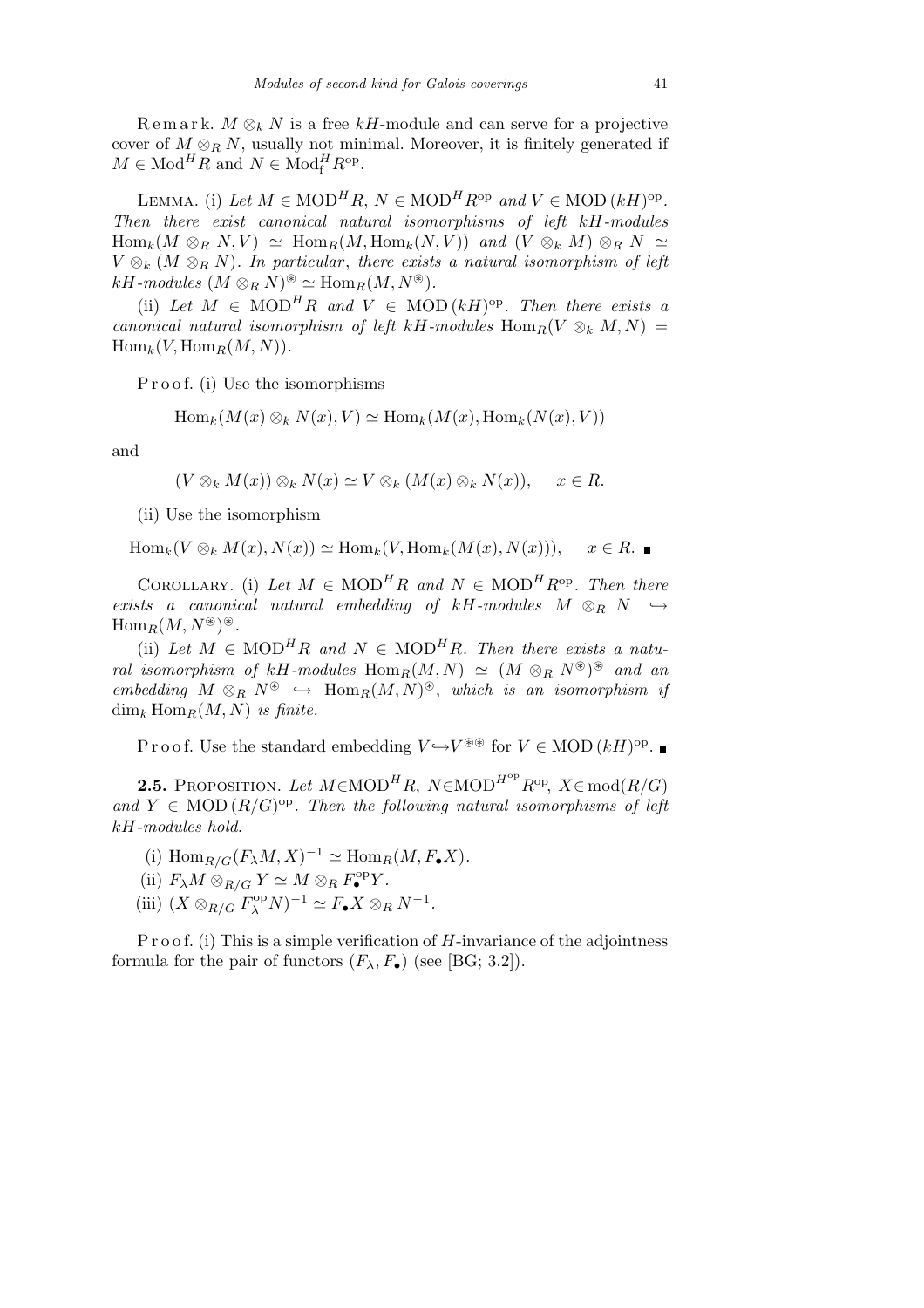Remark. $M \otimes_k N$ is a free $kH$-module and can serve for a projective cover of $M \otimes_R N$, usually not minimal. Moreover, it is finitely generated if $M \in \mathrm{Mod}^H R$ and $N \in \mathrm{Mod}_{\mathrm{f}}^H R^{\mathrm{op}}$.

Lemma. (i) *Let $M \in \mathrm{MOD}^H R$, $N \in \mathrm{MOD}^H R^{\mathrm{op}}$ and $V \in \mathrm{MOD}\,(kH)^{\mathrm{op}}$. Then there exist canonical natural isomorphisms of left $kH$-modules $\mathrm{Hom}_k(M \otimes_R N, V) \simeq \mathrm{Hom}_R(M, \mathrm{Hom}_k(N, V))$ and $(V \otimes_k M) \otimes_R N \simeq V \otimes_k (M \otimes_R N)$. In particular, there exists a natural isomorphism of left $kH$-modules $(M \otimes_R N)^{\circledast} \simeq \mathrm{Hom}_R(M, N^{\circledast})$.*

(ii) *Let $M \in \mathrm{MOD}^H R$ and $V \in \mathrm{MOD}\,(kH)^{\mathrm{op}}$. Then there exists a canonical natural isomorphism of left $kH$-modules $\mathrm{Hom}_R(V \otimes_k M, N) = \mathrm{Hom}_k(V, \mathrm{Hom}_R(M, N))$.*

Proof. (i) Use the isomorphisms

$$\mathrm{Hom}_k(M(x) \otimes_k N(x), V) \simeq \mathrm{Hom}_k(M(x), \mathrm{Hom}_k(N(x), V))$$

and

$$(V \otimes_k M(x)) \otimes_k N(x) \simeq V \otimes_k (M(x) \otimes_k N(x)), \quad x \in R.$$

(ii) Use the isomorphism

$$\mathrm{Hom}_k(V \otimes_k M(x), N(x)) \simeq \mathrm{Hom}_k(V, \mathrm{Hom}_k(M(x), N(x))), \quad x \in R. \ \blacksquare$$

Corollary. (i) *Let $M \in \mathrm{MOD}^H R$ and $N \in \mathrm{MOD}^H R^{\mathrm{op}}$. Then there exists a canonical natural embedding of $kH$-modules $M \otimes_R N \hookrightarrow \mathrm{Hom}_R(M, N^{\circledast})^{\circledast}$.*

(ii) *Let $M \in \mathrm{MOD}^H R$ and $N \in \mathrm{MOD}^H R$. Then there exists a natural isomorphism of $kH$-modules $\mathrm{Hom}_R(M, N) \simeq (M \otimes_R N^{\circledast})^{\circledast}$ and an embedding $M \otimes_R N^{\circledast} \hookrightarrow \mathrm{Hom}_R(M, N)^{\circledast}$, which is an isomorphism if $\dim_k \mathrm{Hom}_R(M, N)$ is finite.*

Proof. Use the standard embedding $V \hookrightarrow V^{\circledast\circledast}$ for $V \in \mathrm{MOD}\,(kH)^{\mathrm{op}}$. $\blacksquare$

**2.5.** Proposition. *Let $M \in \mathrm{MOD}^H R$, $N \in \mathrm{MOD}^{H^{\mathrm{op}}} R^{\mathrm{op}}$, $X \in \mathrm{mod}(R/G)$ and $Y \in \mathrm{MOD}\,(R/G)^{\mathrm{op}}$. Then the following natural isomorphisms of left $kH$-modules hold.*

(i) $\mathrm{Hom}_{R/G}(F_\lambda M, X)^{-1} \simeq \mathrm{Hom}_R(M, F_\bullet X)$.

(ii) $F_\lambda M \otimes_{R/G} Y \simeq M \otimes_R F_\bullet^{\mathrm{op}} Y$.

(iii) $(X \otimes_{R/G} F_\lambda^{\mathrm{op}} N)^{-1} \simeq F_\bullet X \otimes_R N^{-1}$.

Proof. (i) This is a simple verification of $H$-invariance of the adjointness formula for the pair of functors $(F_\lambda, F_\bullet)$ (see [BG; 3.2]).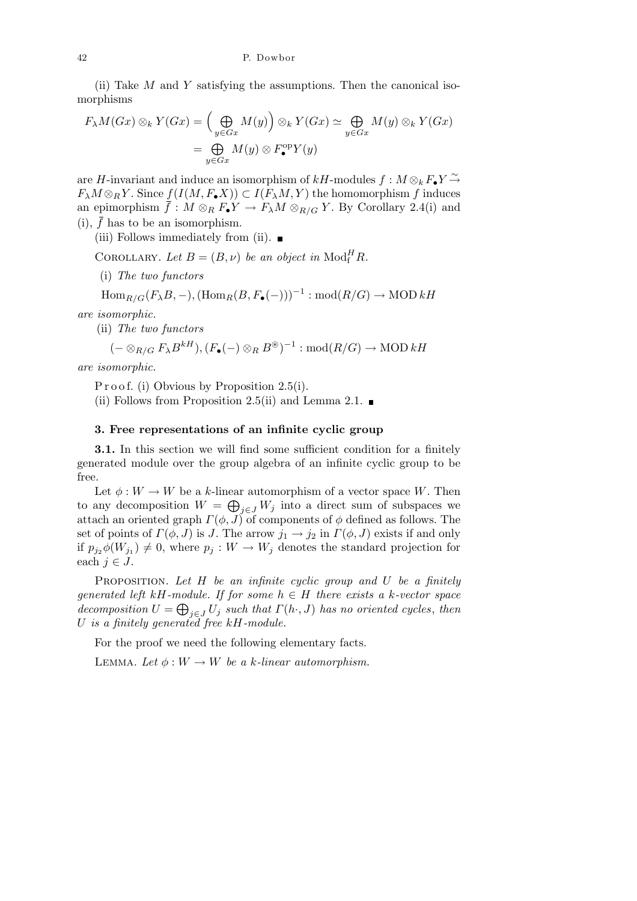(ii) Take $M$ and $Y$ satisfying the assumptions. Then the canonical isomorphisms

$$F_\lambda M(Gx) \otimes_k Y(Gx) = \Big(\bigoplus_{y \in Gx} M(y)\Big) \otimes_k Y(Gx) \simeq \bigoplus_{y \in Gx} M(y) \otimes_k Y(Gx)$$
$$= \bigoplus_{y \in Gx} M(y) \otimes F_\bullet^{\mathrm{op}} Y(y)$$

are $H$-invariant and induce an isomorphism of $kH$-modules $f : M \otimes_k F_\bullet Y \xrightarrow{\sim} F_\lambda M \otimes_R Y$. Since $f(I(M, F_\bullet X)) \subset I(F_\lambda M, Y)$ the homomorphism $f$ induces an epimorphism $\overline{f} : M \otimes_R F_\bullet Y \to F_\lambda M \otimes_{R/G} Y$. By Corollary 2.4(i) and (i), $\overline{f}$ has to be an isomorphism.

(iii) Follows immediately from (ii). ∎

Corollary. *Let $B = (B, \nu)$ be an object in $\mathrm{Mod}_{\mathrm{f}}^H R$.*

(i) *The two functors*

$$\mathrm{Hom}_{R/G}(F_\lambda B, -), (\mathrm{Hom}_R(B, F_\bullet(-)))^{-1} : \mathrm{mod}(R/G) \to \mathrm{MOD}\, kH$$

*are isomorphic.*

(ii) *The two functors*

$$(- \otimes_{R/G} F_\lambda B^{kH}), (F_\bullet(-) \otimes_R B^{\circledast})^{-1} : \mathrm{mod}(R/G) \to \mathrm{MOD}\, kH$$

*are isomorphic.*

Proof. (i) Obvious by Proposition 2.5(i).

(ii) Follows from Proposition 2.5(ii) and Lemma 2.1. ∎

## 3. Free representations of an infinite cyclic group

**3.1.** In this section we will find some sufficient condition for a finitely generated module over the group algebra of an infinite cyclic group to be free.

Let $\phi : W \to W$ be a $k$-linear automorphism of a vector space $W$. Then to any decomposition $W = \bigoplus_{j \in J} W_j$ into a direct sum of subspaces we attach an oriented graph $\Gamma(\phi, J)$ of components of $\phi$ defined as follows. The set of points of $\Gamma(\phi, J)$ is $J$. The arrow $j_1 \to j_2$ in $\Gamma(\phi, J)$ exists if and only if $p_{j_2}\phi(W_{j_1}) \neq 0$, where $p_j : W \to W_j$ denotes the standard projection for each $j \in J$.

Proposition. *Let $H$ be an infinite cyclic group and $U$ be a finitely generated left $kH$-module. If for some $h \in H$ there exists a $k$-vector space decomposition $U = \bigoplus_{j \in J} U_j$ such that $\Gamma(h\cdot, J)$ has no oriented cycles, then $U$ is a finitely generated free $kH$-module.*

For the proof we need the following elementary facts.

Lemma. *Let $\phi : W \to W$ be a $k$-linear automorphism.*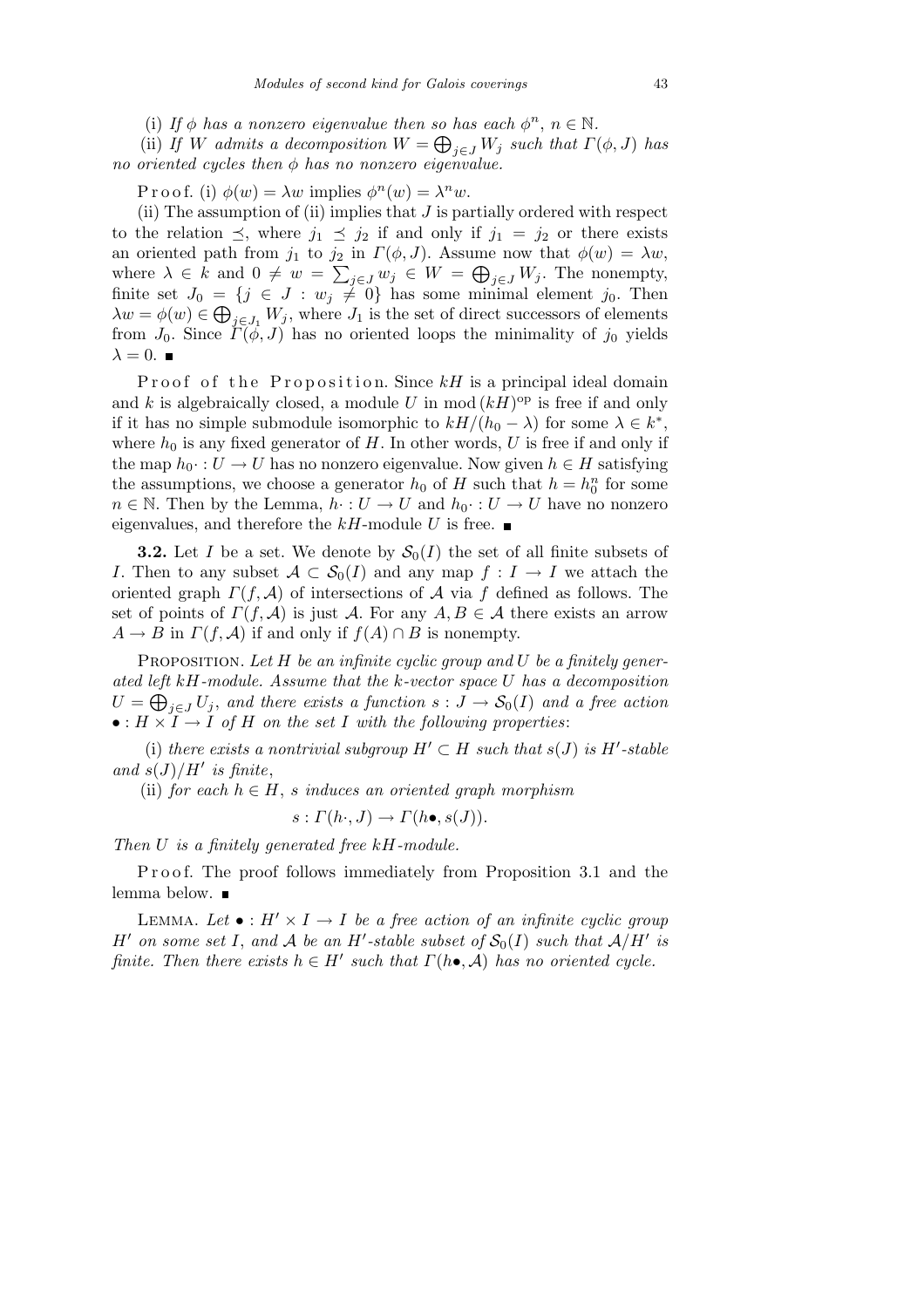(i) *If $\phi$ has a nonzero eigenvalue then so has each $\phi^n$, $n \in \mathbb{N}$.*

(ii) *If $W$ admits a decomposition $W = \bigoplus_{j\in J} W_j$ such that $\Gamma(\phi, J)$ has no oriented cycles then $\phi$ has no nonzero eigenvalue.*

Proof. (i) $\phi(w) = \lambda w$ implies $\phi^n(w) = \lambda^n w$.

(ii) The assumption of (ii) implies that $J$ is partially ordered with respect to the relation $\preceq$, where $j_1 \preceq j_2$ if and only if $j_1 = j_2$ or there exists an oriented path from $j_1$ to $j_2$ in $\Gamma(\phi, J)$. Assume now that $\phi(w) = \lambda w$, where $\lambda \in k$ and $0 \neq w = \sum_{j\in J} w_j \in W = \bigoplus_{j\in J} W_j$. The nonempty, finite set $J_0 = \{j \in J : w_j \neq 0\}$ has some minimal element $j_0$. Then $\lambda w = \phi(w) \in \bigoplus_{j\in J_1} W_j$, where $J_1$ is the set of direct successors of elements from $J_0$. Since $\Gamma(\phi, J)$ has no oriented loops the minimality of $j_0$ yields $\lambda = 0$. ∎

Proof of the Proposition. Since $kH$ is a principal ideal domain and $k$ is algebraically closed, a module $U$ in $\operatorname{mod}(kH)^{\mathrm{op}}$ is free if and only if it has no simple submodule isomorphic to $kH/(h_0 - \lambda)$ for some $\lambda \in k^*$, where $h_0$ is any fixed generator of $H$. In other words, $U$ is free if and only if the map $h_0\cdot : U \to U$ has no nonzero eigenvalue. Now given $h \in H$ satisfying the assumptions, we choose a generator $h_0$ of $H$ such that $h = h_0^n$ for some $n \in \mathbb{N}$. Then by the Lemma, $h\cdot : U \to U$ and $h_0\cdot : U \to U$ have no nonzero eigenvalues, and therefore the $kH$-module $U$ is free. ∎

**3.2.** Let $I$ be a set. We denote by $\mathcal{S}_0(I)$ the set of all finite subsets of $I$. Then to any subset $\mathcal{A} \subset \mathcal{S}_0(I)$ and any map $f : I \to I$ we attach the oriented graph $\Gamma(f, \mathcal{A})$ of intersections of $\mathcal{A}$ via $f$ defined as follows. The set of points of $\Gamma(f, \mathcal{A})$ is just $\mathcal{A}$. For any $A, B \in \mathcal{A}$ there exists an arrow $A \to B$ in $\Gamma(f, \mathcal{A})$ if and only if $f(A) \cap B$ is nonempty.

Proposition. *Let $H$ be an infinite cyclic group and $U$ be a finitely generated left $kH$-module. Assume that the $k$-vector space $U$ has a decomposition $U = \bigoplus_{j\in J} U_j$, and there exists a function $s : J \to \mathcal{S}_0(I)$ and a free action $\bullet : H \times I \to I$ of $H$ on the set $I$ with the following properties*:

(i) *there exists a nontrivial subgroup $H' \subset H$ such that $s(J)$ is $H'$-stable and $s(J)/H'$ is finite*,

(ii) *for each $h \in H$, $s$ induces an oriented graph morphism*

$$s : \Gamma(h\cdot, J) \to \Gamma(h\bullet, s(J)).$$

*Then $U$ is a finitely generated free $kH$-module.*

Proof. The proof follows immediately from Proposition 3.1 and the lemma below. ∎

Lemma. *Let $\bullet : H' \times I \to I$ be a free action of an infinite cyclic group $H'$ on some set $I$, and $\mathcal{A}$ be an $H'$-stable subset of $\mathcal{S}_0(I)$ such that $\mathcal{A}/H'$ is finite. Then there exists $h \in H'$ such that $\Gamma(h\bullet, \mathcal{A})$ has no oriented cycle.*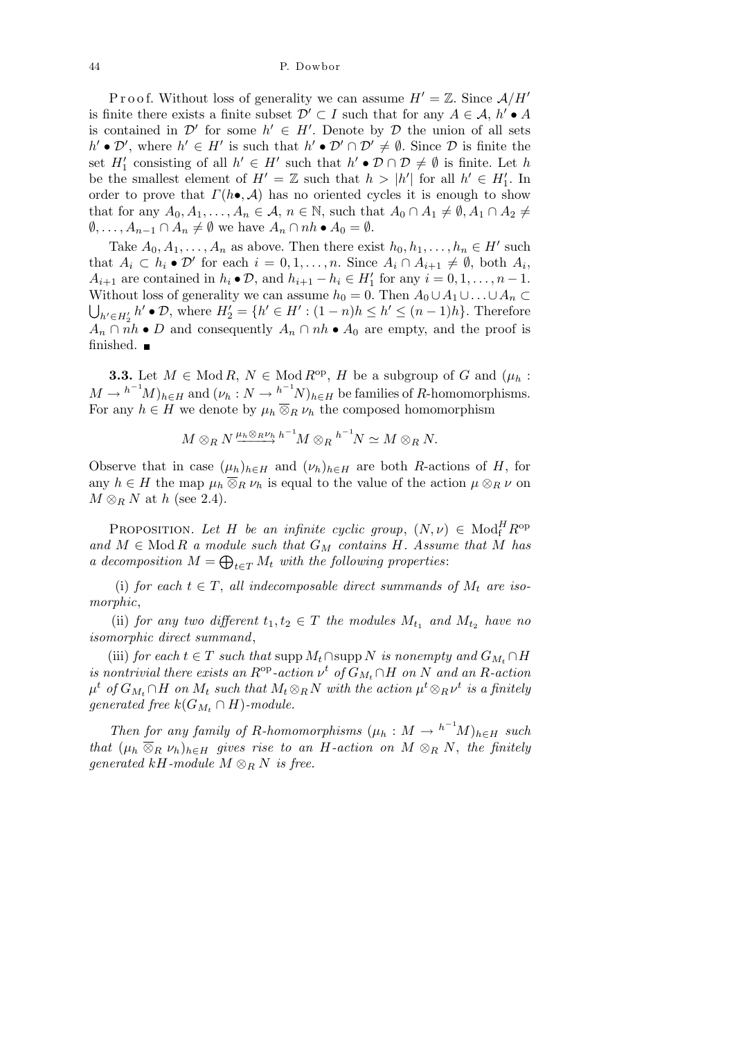P r o o f. Without loss of generality we can assume $H' = \mathbb{Z}$. Since $\mathcal{A}/H'$ is finite there exists a finite subset $\mathcal{D}' \subset I$ such that for any $A \in \mathcal{A}$, $h' \bullet A$ is contained in $\mathcal{D}'$ for some $h' \in H'$. Denote by $\mathcal{D}$ the union of all sets $h' \bullet \mathcal{D}'$, where $h' \in H'$ is such that $h' \bullet \mathcal{D}' \cap \mathcal{D}' \neq \emptyset$. Since $\mathcal{D}$ is finite the set $H'_1$ consisting of all $h' \in H'$ such that $h' \bullet \mathcal{D} \cap \mathcal{D} \neq \emptyset$ is finite. Let $h$ be the smallest element of $H' = \mathbb{Z}$ such that $h > |h'|$ for all $h' \in H'_1$. In order to prove that $\Gamma(h\bullet, \mathcal{A})$ has no oriented cycles it is enough to show that for any $A_0, A_1, \ldots, A_n \in \mathcal{A}$, $n \in \mathbb{N}$, such that $A_0 \cap A_1 \neq \emptyset, A_1 \cap A_2 \neq \emptyset, \ldots, A_{n-1} \cap A_n \neq \emptyset$ we have $A_n \cap nh \bullet A_0 = \emptyset$.

Take $A_0, A_1, \ldots, A_n$ as above. Then there exist $h_0, h_1, \ldots, h_n \in H'$ such that $A_i \subset h_i \bullet \mathcal{D}'$ for each $i = 0, 1, \ldots, n$. Since $A_i \cap A_{i+1} \neq \emptyset$, both $A_i$, $A_{i+1}$ are contained in $h_i \bullet \mathcal{D}$, and $h_{i+1} - h_i \in H'_1$ for any $i = 0, 1, \ldots, n-1$. Without loss of generality we can assume $h_0 = 0$. Then $A_0 \cup A_1 \cup \ldots \cup A_n \subset \bigcup_{h' \in H'_2} h' \bullet \mathcal{D}$, where $H'_2 = \{h' \in H' : (1-n)h \leq h' \leq (n-1)h\}$. Therefore $A_n \cap nh \bullet D$ and consequently $A_n \cap nh \bullet A_0$ are empty, and the proof is finished. ∎

**3.3.** Let $M \in \operatorname{Mod} R$, $N \in \operatorname{Mod} R^{\mathrm{op}}$, $H$ be a subgroup of $G$ and $(\mu_h : M \to {}^{h^{-1}}M)_{h \in H}$ and $(\nu_h : N \to {}^{h^{-1}}N)_{h \in H}$ be families of $R$-homomorphisms. For any $h \in H$ we denote by $\mu_h \overline{\otimes}_R \nu_h$ the composed homomorphism

$$M \otimes_R N \xrightarrow{\mu_h \otimes_R \nu_h} {}^{h^{-1}}M \otimes_R {}^{h^{-1}}N \simeq M \otimes_R N.$$

Observe that in case $(\mu_h)_{h \in H}$ and $(\nu_h)_{h \in H}$ are both $R$-actions of $H$, for any $h \in H$ the map $\mu_h \overline{\otimes}_R \nu_h$ is equal to the value of the action $\mu \otimes_R \nu$ on $M \otimes_R N$ at $h$ (see 2.4).

Proposition. *Let $H$ be an infinite cyclic group, $(N, \nu) \in \operatorname{Mod}_{\mathrm{f}}^H R^{\mathrm{op}}$ and $M \in \operatorname{Mod} R$ a module such that $G_M$ contains $H$. Assume that $M$ has a decomposition $M = \bigoplus_{t \in T} M_t$ with the following properties*:

(i) *for each $t \in T$, all indecomposable direct summands of $M_t$ are isomorphic*,

(ii) *for any two different $t_1, t_2 \in T$ the modules $M_{t_1}$ and $M_{t_2}$ have no isomorphic direct summand*,

(iii) *for each $t \in T$ such that $\operatorname{supp} M_t \cap \operatorname{supp} N$ is nonempty and $G_{M_t} \cap H$ is nontrivial there exists an $R^{\mathrm{op}}$-action $\nu^t$ of $G_{M_t} \cap H$ on $N$ and an $R$-action $\mu^t$ of $G_{M_t} \cap H$ on $M_t$ such that $M_t \otimes_R N$ with the action $\mu^t \otimes_R \nu^t$ is a finitely generated free $k(G_{M_t} \cap H)$-module.*

*Then for any family of $R$-homomorphisms $(\mu_h : M \to {}^{h^{-1}}M)_{h \in H}$ such that $(\mu_h \overline{\otimes}_R \nu_h)_{h \in H}$ gives rise to an $H$-action on $M \otimes_R N$, the finitely generated $kH$-module $M \otimes_R N$ is free.*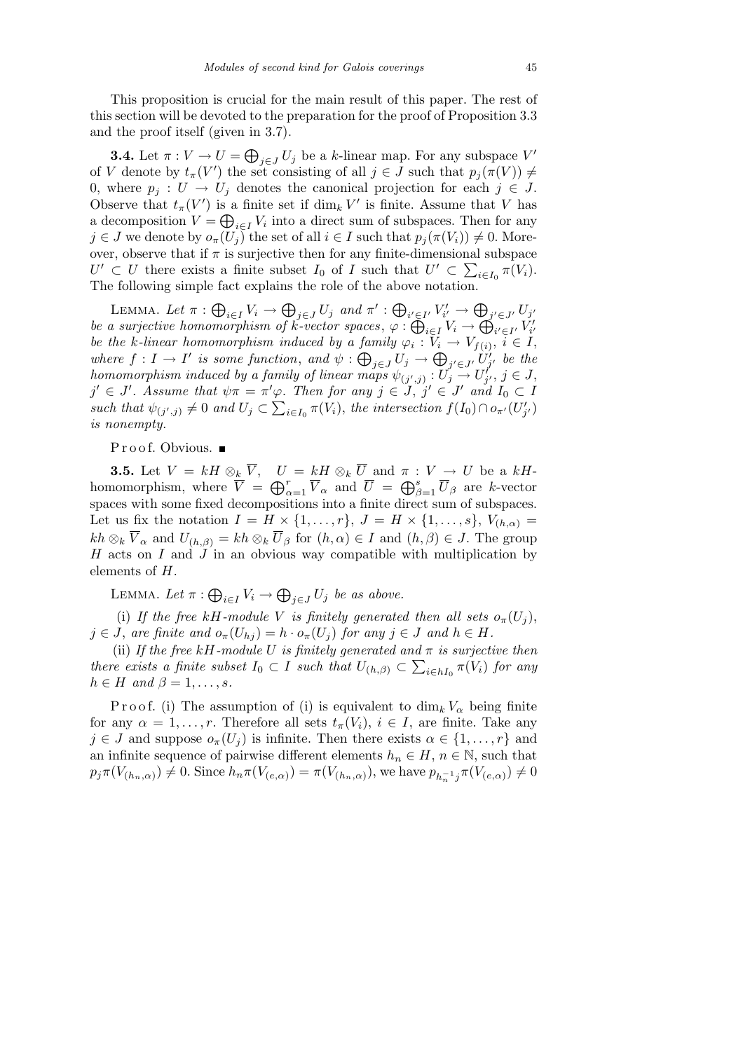This proposition is crucial for the main result of this paper. The rest of this section will be devoted to the preparation for the proof of Proposition 3.3 and the proof itself (given in 3.7).

**3.4.** Let $\pi : V \to U = \bigoplus_{j\in J} U_j$ be a $k$-linear map. For any subspace $V'$ of $V$ denote by $t_\pi(V')$ the set consisting of all $j \in J$ such that $p_j(\pi(V)) \neq 0$, where $p_j : U \to U_j$ denotes the canonical projection for each $j \in J$. Observe that $t_\pi(V')$ is a finite set if $\dim_k V'$ is finite. Assume that $V$ has a decomposition $V = \bigoplus_{i\in I} V_i$ into a direct sum of subspaces. Then for any $j \in J$ we denote by $o_\pi(U_j)$ the set of all $i \in I$ such that $p_j(\pi(V_i)) \neq 0$. Moreover, observe that if $\pi$ is surjective then for any finite-dimensional subspace $U' \subset U$ there exists a finite subset $I_0$ of $I$ such that $U' \subset \sum_{i\in I_0} \pi(V_i)$. The following simple fact explains the role of the above notation.

Lemma. *Let $\pi : \bigoplus_{i\in I} V_i \to \bigoplus_{j\in J} U_j$ and $\pi' : \bigoplus_{i'\in I'} V'_{i'} \to \bigoplus_{j'\in J'} U_{j'}$ be a surjective homomorphism of $k$-vector spaces, $\varphi : \bigoplus_{i\in I} V_i \to \bigoplus_{i'\in I'} V'_{i'}$ be the $k$-linear homomorphism induced by a family $\varphi_i : V_i \to V_{f(i)}$, $i \in I$, where $f : I \to I'$ is some function, and $\psi : \bigoplus_{j\in J} U_j \to \bigoplus_{j'\in J'} U'_{j'}$ be the homomorphism induced by a family of linear maps $\psi_{(j',j)} : U_j \to U'_{j'}$, $j \in J$, $j' \in J'$. Assume that $\psi\pi = \pi'\varphi$. Then for any $j \in J$, $j' \in J'$ and $I_0 \subset I$ such that $\psi_{(j',j)} \neq 0$ and $U_j \subset \sum_{i\in I_0} \pi(V_i)$, the intersection $f(I_0) \cap o_{\pi'}(U'_{j'})$ is nonempty.*

Proof. Obvious. ∎

**3.5.** Let $V = kH \otimes_k \overline{V}$, $U = kH \otimes_k \overline{U}$ and $\pi : V \to U$ be a $kH$-homomorphism, where $\overline{V} = \bigoplus_{\alpha=1}^r \overline{V}_\alpha$ and $\overline{U} = \bigoplus_{\beta=1}^s \overline{U}_\beta$ are $k$-vector spaces with some fixed decompositions into a finite direct sum of subspaces. Let us fix the notation $I = H \times \{1, \ldots, r\}$, $J = H \times \{1, \ldots, s\}$, $V_{(h,\alpha)} = kh \otimes_k \overline{V}_\alpha$ and $U_{(h,\beta)} = kh \otimes_k \overline{U}_\beta$ for $(h, \alpha) \in I$ and $(h, \beta) \in J$. The group $H$ acts on $I$ and $J$ in an obvious way compatible with multiplication by elements of $H$.

Lemma. *Let $\pi : \bigoplus_{i\in I} V_i \to \bigoplus_{j\in J} U_j$ be as above.*

(i) *If the free $kH$-module $V$ is finitely generated then all sets $o_\pi(U_j)$, $j \in J$, are finite and $o_\pi(U_{hj}) = h \cdot o_\pi(U_j)$ for any $j \in J$ and $h \in H$.*

(ii) *If the free $kH$-module $U$ is finitely generated and $\pi$ is surjective then there exists a finite subset $I_0 \subset I$ such that $U_{(h,\beta)} \subset \sum_{i\in hI_0} \pi(V_i)$ for any $h \in H$ and $\beta = 1, \ldots, s$.*

Proof. (i) The assumption of (i) is equivalent to $\dim_k V_\alpha$ being finite for any $\alpha = 1, \ldots, r$. Therefore all sets $t_\pi(V_i)$, $i \in I$, are finite. Take any $j \in J$ and suppose $o_\pi(U_j)$ is infinite. Then there exists $\alpha \in \{1, \ldots, r\}$ and an infinite sequence of pairwise different elements $h_n \in H$, $n \in \mathbb{N}$, such that $p_j\pi(V_{(h_n,\alpha)}) \neq 0$. Since $h_n\pi(V_{(e,\alpha)}) = \pi(V_{(h_n,\alpha)})$, we have $p_{h_n^{-1}j}\pi(V_{(e,\alpha)}) \neq 0$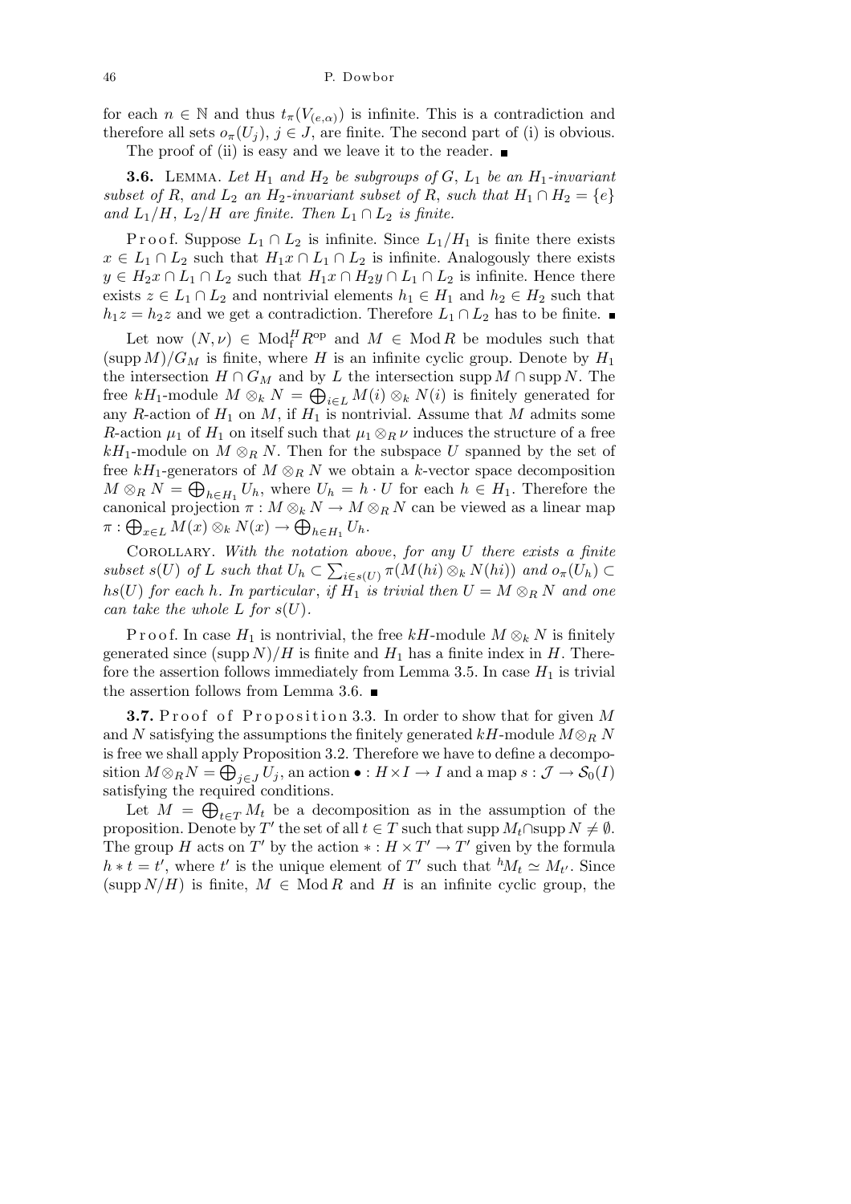for each $n \in \mathbb{N}$ and thus $t_\pi(V_{(e,\alpha)})$ is infinite. This is a contradiction and therefore all sets $o_\pi(U_j)$, $j \in J$, are finite. The second part of (i) is obvious.

The proof of (ii) is easy and we leave it to the reader. ∎

**3.6.** Lemma. *Let $H_1$ and $H_2$ be subgroups of $G$, $L_1$ be an $H_1$-invariant subset of $R$, and $L_2$ an $H_2$-invariant subset of $R$, such that $H_1 \cap H_2 = \{e\}$ and $L_1/H$, $L_2/H$ are finite. Then $L_1 \cap L_2$ is finite.*

Proof. Suppose $L_1 \cap L_2$ is infinite. Since $L_1/H_1$ is finite there exists $x \in L_1 \cap L_2$ such that $H_1 x \cap L_1 \cap L_2$ is infinite. Analogously there exists $y \in H_2 x \cap L_1 \cap L_2$ such that $H_1 x \cap H_2 y \cap L_1 \cap L_2$ is infinite. Hence there exists $z \in L_1 \cap L_2$ and nontrivial elements $h_1 \in H_1$ and $h_2 \in H_2$ such that $h_1 z = h_2 z$ and we get a contradiction. Therefore $L_1 \cap L_2$ has to be finite. ∎

Let now $(N, \nu) \in \mathrm{Mod}_{\mathrm{f}}^{H} R^{\mathrm{op}}$ and $M \in \mathrm{Mod}\, R$ be modules such that $(\operatorname{supp} M)/G_M$ is finite, where $H$ is an infinite cyclic group. Denote by $H_1$ the intersection $H \cap G_M$ and by $L$ the intersection $\operatorname{supp} M \cap \operatorname{supp} N$. The free $kH_1$-module $M \otimes_k N = \bigoplus_{i \in L} M(i) \otimes_k N(i)$ is finitely generated for any $R$-action of $H_1$ on $M$, if $H_1$ is nontrivial. Assume that $M$ admits some $R$-action $\mu_1$ of $H_1$ on itself such that $\mu_1 \otimes_R \nu$ induces the structure of a free $kH_1$-module on $M \otimes_R N$. Then for the subspace $U$ spanned by the set of free $kH_1$-generators of $M \otimes_R N$ we obtain a $k$-vector space decomposition $M \otimes_R N = \bigoplus_{h \in H_1} U_h$, where $U_h = h \cdot U$ for each $h \in H_1$. Therefore the canonical projection $\pi : M \otimes_k N \to M \otimes_R N$ can be viewed as a linear map $\pi : \bigoplus_{x \in L} M(x) \otimes_k N(x) \to \bigoplus_{h \in H_1} U_h$.

Corollary. *With the notation above, for any $U$ there exists a finite subset $s(U)$ of $L$ such that $U_h \subset \sum_{i \in s(U)} \pi(M(hi) \otimes_k N(hi))$ and $o_\pi(U_h) \subset hs(U)$ for each $h$. In particular, if $H_1$ is trivial then $U = M \otimes_R N$ and one can take the whole $L$ for $s(U)$.*

Proof. In case $H_1$ is nontrivial, the free $kH$-module $M \otimes_k N$ is finitely generated since $(\operatorname{supp} N)/H$ is finite and $H_1$ has a finite index in $H$. Therefore the assertion follows immediately from Lemma 3.5. In case $H_1$ is trivial the assertion follows from Lemma 3.6. ∎

**3.7.** Proof of Proposition 3.3. In order to show that for given $M$ and $N$ satisfying the assumptions the finitely generated $kH$-module $M \otimes_R N$ is free we shall apply Proposition 3.2. Therefore we have to define a decomposition $M \otimes_R N = \bigoplus_{j \in J} U_j$, an action $\bullet : H \times I \to I$ and a map $s : \mathcal{J} \to \mathcal{S}_0(I)$ satisfying the required conditions.

Let $M = \bigoplus_{t \in T} M_t$ be a decomposition as in the assumption of the proposition. Denote by $T'$ the set of all $t \in T$ such that $\operatorname{supp} M_t \cap \operatorname{supp} N \neq \emptyset$. The group $H$ acts on $T'$ by the action $* : H \times T' \to T'$ given by the formula $h * t = t'$, where $t'$ is the unique element of $T'$ such that ${}^{h}M_t \simeq M_{t'}$. Since $(\operatorname{supp} N/H)$ is finite, $M \in \mathrm{Mod}\, R$ and $H$ is an infinite cyclic group, the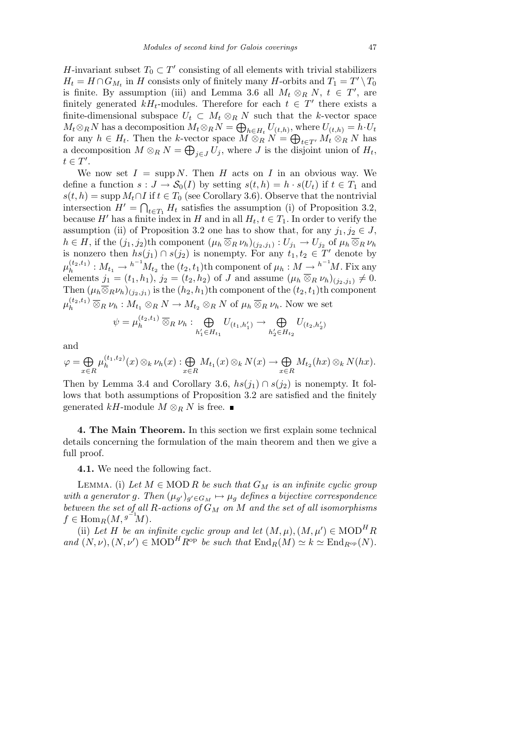$H$-invariant subset $T_0 \subset T'$ consisting of all elements with trivial stabilizers $H_t = H \cap G_{M_t}$ in $H$ consists only of finitely many $H$-orbits and $T_1 = T' \setminus T_0$ is finite. By assumption (iii) and Lemma 3.6 all $M_t \otimes_R N$, $t \in T'$, are finitely generated $kH_t$-modules. Therefore for each $t \in T'$ there exists a finite-dimensional subspace $U_t \subset M_t \otimes_R N$ such that the $k$-vector space $M_t \otimes_R N$ has a decomposition $M_t \otimes_R N = \bigoplus_{h \in H_t} U_{(t,h)}$, where $U_{(t,h)} = h \cdot U_t$ for any $h \in H_t$. Then the $k$-vector space $M \otimes_R N = \bigoplus_{t \in T'} M_t \otimes_R N$ has a decomposition $M \otimes_R N = \bigoplus_{j \in J} U_j$, where $J$ is the disjoint union of $H_t$, $t \in T'$.

We now set $I = \operatorname{supp} N$. Then $H$ acts on $I$ in an obvious way. We define a function $s : J \to \mathcal{S}_0(I)$ by setting $s(t,h) = h \cdot s(U_t)$ if $t \in T_1$ and $s(t,h) = \operatorname{supp} M_t \cap I$ if $t \in T_0$ (see Corollary 3.6). Observe that the nontrivial intersection $H' = \bigcap_{t \in T_1} H_t$ satisfies the assumption (i) of Proposition 3.2, because $H'$ has a finite index in $H$ and in all $H_t$, $t \in T_1$. In order to verify the assumption (ii) of Proposition 3.2 one has to show that, for any $j_1, j_2 \in J$, $h \in H$, if the $(j_1, j_2)$th component $(\mu_h \overline{\otimes}_R \nu_h)_{(j_2,j_1)} : U_{j_1} \to U_{j_2}$ of $\mu_h \overline{\otimes}_R \nu_h$ is nonzero then $hs(j_1) \cap s(j_2)$ is nonempty. For any $t_1, t_2 \in T'$ denote by $\mu_h^{(t_2,t_1)} : M_{t_1} \to {}^{h^{-1}}M_{t_2}$ the $(t_2, t_1)$th component of $\mu_h : M \to {}^{h^{-1}}M$. Fix any elements $j_1 = (t_1, h_1)$, $j_2 = (t_2, h_2)$ of $J$ and assume $(\mu_h \overline{\otimes}_R \nu_h)_{(j_2,j_1)} \neq 0$. Then $(\mu_h \overline{\otimes}_R \nu_h)_{(j_2,j_1)}$ is the $(h_2, h_1)$th component of the $(t_2, t_1)$th component $\mu_h^{(t_2,t_1)} \overline{\otimes}_R \nu_h : M_{t_1} \otimes_R N \to M_{t_2} \otimes_R N$ of $\mu_h \overline{\otimes}_R \nu_h$. Now we set

$$\psi = \mu_h^{(t_2,t_1)} \overline{\otimes}_R \nu_h : \bigoplus_{h_1' \in H_{t_1}} U_{(t_1,h_1')} \to \bigoplus_{h_2' \in H_{t_2}} U_{(t_2,h_2')}$$

and

$$\varphi = \bigoplus_{x \in R} \mu_h^{(t_1,t_2)}(x) \otimes_k \nu_h(x) : \bigoplus_{x \in R} M_{t_1}(x) \otimes_k N(x) \to \bigoplus_{x \in R} M_{t_2}(hx) \otimes_k N(hx).$$

Then by Lemma 3.4 and Corollary 3.6, $hs(j_1) \cap s(j_2)$ is nonempty. It follows that both assumptions of Proposition 3.2 are satisfied and the finitely generated $kH$-module $M \otimes_R N$ is free. ■

**4. The Main Theorem.** In this section we first explain some technical details concerning the formulation of the main theorem and then we give a full proof.

**4.1.** We need the following fact.

Lemma. (i) *Let $M \in \operatorname{MOD} R$ be such that $G_M$ is an infinite cyclic group with a generator $g$. Then $(\mu_{g'})_{g' \in G_M} \mapsto \mu_g$ defines a bijective correspondence between the set of all $R$-actions of $G_M$ on $M$ and the set of all isomorphisms $f \in \operatorname{Hom}_R(M, {}^{g^{-1}}M)$.*

(ii) *Let $H$ be an infinite cyclic group and let $(M, \mu), (M, \mu') \in \operatorname{MOD}^H R$ and $(N, \nu), (N, \nu') \in \operatorname{MOD}^H R^{\mathrm{op}}$ be such that $\operatorname{End}_R(M) \simeq k \simeq \operatorname{End}_{R^{\mathrm{op}}}(N)$.*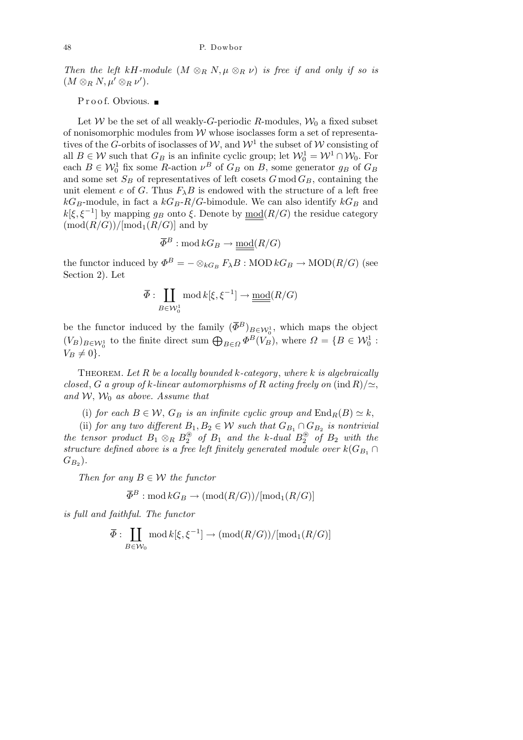*Then the left $kH$-module $(M \otimes_R N, \mu \otimes_R \nu)$ is free if and only if so is $(M \otimes_R N, \mu' \otimes_R \nu')$.*

Proof. Obvious. ∎

Let $\mathcal{W}$ be the set of all weakly-$G$-periodic $R$-modules, $\mathcal{W}_0$ a fixed subset of nonisomorphic modules from $\mathcal{W}$ whose isoclasses form a set of representatives of the $G$-orbits of isoclasses of $\mathcal{W}$, and $\mathcal{W}^1$ the subset of $\mathcal{W}$ consisting of all $B \in \mathcal{W}$ such that $G_B$ is an infinite cyclic group; let $\mathcal{W}_0^1 = \mathcal{W}^1 \cap \mathcal{W}_0$. For each $B \in \mathcal{W}_0^1$ fix some $R$-action $\nu^B$ of $G_B$ on $B$, some generator $g_B$ of $G_B$ and some set $S_B$ of representatives of left cosets $G \bmod G_B$, containing the unit element $e$ of $G$. Thus $F_\lambda B$ is endowed with the structure of a left free $kG_B$-module, in fact a $kG_B$-$R/G$-bimodule. We can also identify $kG_B$ and $k[\xi, \xi^{-1}]$ by mapping $g_B$ onto $\xi$. Denote by $\underline{\underline{\mathrm{mod}}}(R/G)$ the residue category $(\mathrm{mod}(R/G))/[\mathrm{mod}_1(R/G)]$ and by

$$\overline{\Phi}^B : \mathrm{mod}\, kG_B \to \underline{\underline{\mathrm{mod}}}(R/G)$$

the functor induced by $\Phi^B = - \otimes_{kG_B} F_\lambda B : \mathrm{MOD}\, kG_B \to \mathrm{MOD}(R/G)$ (see Section 2). Let

$$\overline{\Phi} : \coprod_{B \in \mathcal{W}_0^1} \mathrm{mod}\, k[\xi, \xi^{-1}] \to \underline{\underline{\mathrm{mod}}}(R/G)$$

be the functor induced by the family $(\overline{\Phi}^B)_{B \in \mathcal{W}_0^1}$, which maps the object $(V_B)_{B \in \mathcal{W}_0^1}$ to the finite direct sum $\bigoplus_{B \in \Omega} \Phi^B(V_B)$, where $\Omega = \{B \in \mathcal{W}_0^1 : V_B \neq 0\}$.

Theorem. *Let $R$ be a locally bounded $k$-category, where $k$ is algebraically closed, $G$ a group of $k$-linear automorphisms of $R$ acting freely on $(\mathrm{ind}\, R)/\simeq$, and $\mathcal{W}$, $\mathcal{W}_0$ as above. Assume that*

(i) *for each $B \in \mathcal{W}$, $G_B$ is an infinite cyclic group and $\mathrm{End}_R(B) \simeq k$,*

(ii) *for any two different $B_1, B_2 \in \mathcal{W}$ such that $G_{B_1} \cap G_{B_2}$ is nontrivial the tensor product $B_1 \otimes_R B_2^{\circledast}$ of $B_1$ and the $k$-dual $B_2^{\circledast}$ of $B_2$ with the structure defined above is a free left finitely generated module over $k(G_{B_1} \cap G_{B_2})$.*

*Then for any $B \in \mathcal{W}$ the functor*

$$\overline{\Phi}^B : \mathrm{mod}\, kG_B \to (\mathrm{mod}(R/G))/[\mathrm{mod}_1(R/G)]$$

*is full and faithful. The functor*

$$\overline{\Phi} : \coprod_{B \in \mathcal{W}_0} \mathrm{mod}\, k[\xi, \xi^{-1}] \to (\mathrm{mod}(R/G))/[\mathrm{mod}_1(R/G)]$$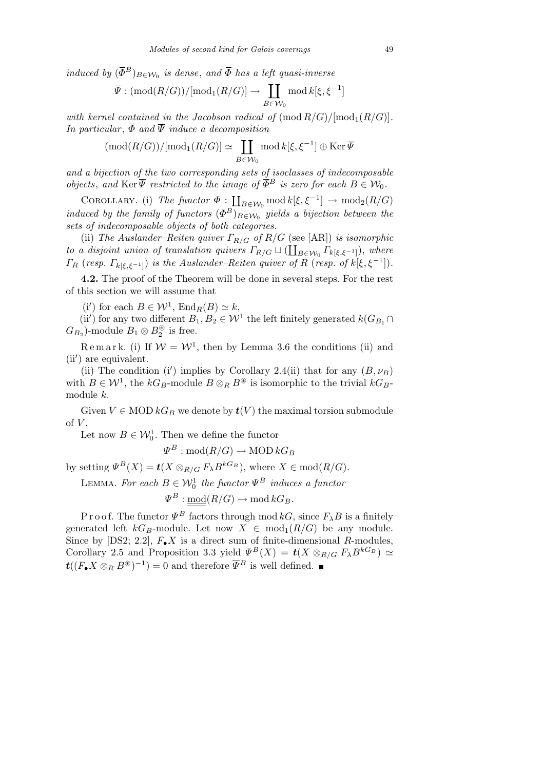*induced by* $(\overline{\Phi}^B)_{B\in\mathcal{W}_0}$ *is dense*, *and* $\overline{\Phi}$ *has a left quasi-inverse*

$$\overline{\Psi} : (\mathrm{mod}(R/G))/[\mathrm{mod}_1(R/G)] \to \coprod_{B\in\mathcal{W}_0} \mathrm{mod}\, k[\xi,\xi^{-1}]$$

*with kernel contained in the Jacobson radical of* $(\mathrm{mod}\, R/G)/[\mathrm{mod}_1(R/G)]$. *In particular*, $\overline{\Phi}$ *and* $\overline{\Psi}$ *induce a decomposition*

$$(\mathrm{mod}(R/G))/[\mathrm{mod}_1(R/G)] \simeq \coprod_{B\in\mathcal{W}_0} \mathrm{mod}\, k[\xi,\xi^{-1}] \oplus \mathrm{Ker}\,\overline{\Psi}$$

*and a bijection of the two corresponding sets of isoclasses of indecomposable objects*, *and* $\mathrm{Ker}\,\overline{\Psi}$ *restricted to the image of* $\overline{\Phi}^B$ *is zero for each* $B\in\mathcal{W}_0$.

COROLLARY. (i) *The functor* $\Phi : \coprod_{B\in\mathcal{W}_0} \mathrm{mod}\, k[\xi,\xi^{-1}] \to \mathrm{mod}_2(R/G)$ *induced by the family of functors* $(\Phi^B)_{B\in\mathcal{W}_0}$ *yields a bijection between the sets of indecomposable objects of both categories.*

(ii) *The Auslander–Reiten quiver* $\Gamma_{R/G}$ *of* $R/G$ (see [AR]) *is isomorphic to a disjoint union of translation quivers* $\Gamma_{R/G} \sqcup (\coprod_{B\in\mathcal{W}_0} \Gamma_{k[\xi,\xi^{-1}]})$, *where* $\Gamma_R$ (*resp.* $\Gamma_{k[\xi,\xi^{-1}]}$) *is the Auslander–Reiten quiver of* $R$ (*resp. of* $k[\xi,\xi^{-1}]$).

**4.2.** The proof of the Theorem will be done in several steps. For the rest of this section we will assume that

(i′) for each $B\in\mathcal{W}^1$, $\mathrm{End}_R(B)\simeq k$,

(ii′) for any two different $B_1, B_2 \in \mathcal{W}^1$ the left finitely generated $k(G_{B_1}\cap G_{B_2})$-module $B_1\otimes B_2^{\circledast}$ is free.

Remark. (i) If $\mathcal{W}=\mathcal{W}^1$, then by Lemma 3.6 the conditions (ii) and (ii′) are equivalent.

(ii) The condition (i′) implies by Corollary 2.4(ii) that for any $(B,\nu_B)$ with $B\in\mathcal{W}^1$, the $kG_B$-module $B\otimes_R B^{\circledast}$ is isomorphic to the trivial $kG_B$-module $k$.

Given $V\in \mathrm{MOD}\, kG_B$ we denote by $\boldsymbol{t}(V)$ the maximal torsion submodule of $V$.

Let now $B\in\mathcal{W}_0^1$. Then we define the functor

$$\Psi^B : \mathrm{mod}(R/G) \to \mathrm{MOD}\, kG_B$$

by setting $\Psi^B(X) = \boldsymbol{t}(X\otimes_{R/G} F_\lambda B^{kG_B})$, where $X\in\mathrm{mod}(R/G)$.

LEMMA. *For each* $B\in\mathcal{W}_0^1$ *the functor* $\Psi^B$ *induces a functor*

$$\Psi^B : \underline{\underline{\mathrm{mod}}}(R/G) \to \mathrm{mod}\, kG_B.$$

Proof. The functor $\Psi^B$ factors through $\mathrm{mod}\, kG$, since $F_\lambda B$ is a finitely generated left $kG_B$-module. Let now $X\in\mathrm{mod}_1(R/G)$ be any module. Since by [DS2; 2.2], $F_\bullet X$ is a direct sum of finite-dimensional $R$-modules, Corollary 2.5 and Proposition 3.3 yield $\Psi^B(X) = \boldsymbol{t}(X\otimes_{R/G} F_\lambda B^{kG_B}) \simeq \boldsymbol{t}((F_\bullet X\otimes_R B^{\circledast})^{-1}) = 0$ and therefore $\overline{\Psi}^B$ is well defined. ∎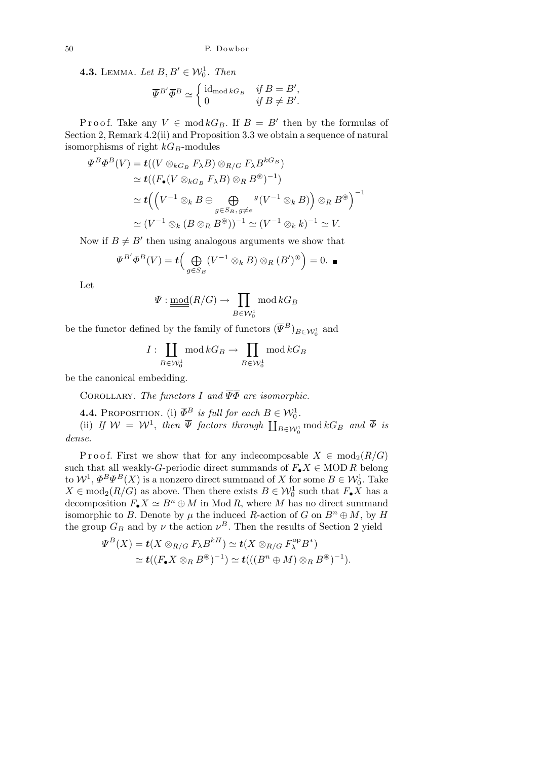**4.3.** Lemma. *Let $B, B' \in \mathcal{W}_0^1$. Then*

$$\overline{\Psi}^{B'}\overline{\Phi}^{B} \simeq \begin{cases} \mathrm{id}_{\mathrm{mod}\, kG_B} & \text{if } B = B', \\ 0 & \text{if } B \neq B'. \end{cases}$$

Proof. Take any $V \in \mathrm{mod}\, kG_B$. If $B = B'$ then by the formulas of Section 2, Remark 4.2(ii) and Proposition 3.3 we obtain a sequence of natural isomorphisms of right $kG_B$-modules

$$\begin{aligned}
\Psi^B\Phi^B(V) &= \boldsymbol{t}((V \otimes_{kG_B} F_\lambda B) \otimes_{R/G} F_\lambda B^{kG_B}) \\
&\simeq \boldsymbol{t}((F_\bullet(V \otimes_{kG_B} F_\lambda B) \otimes_R B^{\circledast})^{-1}) \\
&\simeq \boldsymbol{t}\Big(\Big(V^{-1} \otimes_k B \oplus \bigoplus_{g \in S_B,\, g \neq e} {}^{g}(V^{-1} \otimes_k B)\Big) \otimes_R B^{\circledast}\Big)^{-1} \\
&\simeq (V^{-1} \otimes_k (B \otimes_R B^{\circledast}))^{-1} \simeq (V^{-1} \otimes_k k)^{-1} \simeq V.
\end{aligned}$$

Now if $B \neq B'$ then using analogous arguments we show that

$$\Psi^{B'}\Phi^B(V) = \boldsymbol{t}\Big(\bigoplus_{g \in S_B} (V^{-1} \otimes_k B) \otimes_R (B')^{\circledast}\Big) = 0. \ \blacksquare$$

Let

$$\overline{\Psi} : \underline{\underline{\mathrm{mod}}}(R/G) \to \prod_{B \in \mathcal{W}_0^1} \mathrm{mod}\, kG_B$$

be the functor defined by the family of functors $(\overline{\Psi}^B)_{B \in \mathcal{W}_0^1}$ and

$$I : \coprod_{B \in \mathcal{W}_0^1} \mathrm{mod}\, kG_B \to \prod_{B \in \mathcal{W}_0^1} \mathrm{mod}\, kG_B$$

be the canonical embedding.

Corollary. *The functors $I$ and $\overline{\Psi}\overline{\Phi}$ are isomorphic.*

**4.4.** Proposition. (i) *$\overline{\Phi}^B$ is full for each $B \in \mathcal{W}_0^1$.*

(ii) *If $\mathcal{W} = \mathcal{W}^1$, then $\overline{\Psi}$ factors through $\coprod_{B \in \mathcal{W}_0^1} \mathrm{mod}\, kG_B$ and $\overline{\Phi}$ is dense.*

Proof. First we show that for any indecomposable $X \in \mathrm{mod}_2(R/G)$ such that all weakly-$G$-periodic direct summands of $F_\bullet X \in \mathrm{MOD}\, R$ belong to $\mathcal{W}^1$, $\Phi^B\Psi^B(X)$ is a nonzero direct summand of $X$ for some $B \in \mathcal{W}_0^1$. Take $X \in \mathrm{mod}_2(R/G)$ as above. Then there exists $B \in \mathcal{W}_0^1$ such that $F_\bullet X$ has a decomposition $F_\bullet X \simeq B^n \oplus M$ in $\mathrm{Mod}\, R$, where $M$ has no direct summand isomorphic to $B$. Denote by $\mu$ the induced $R$-action of $G$ on $B^n \oplus M$, by $H$ the group $G_B$ and by $\nu$ the action $\nu^B$. Then the results of Section 2 yield

$$\begin{aligned}
\Psi^B(X) &= \boldsymbol{t}(X \otimes_{R/G} F_\lambda B^{kH}) \simeq \boldsymbol{t}(X \otimes_{R/G} F_\lambda^{\mathrm{op}} B^*) \\
&\simeq \boldsymbol{t}((F_\bullet X \otimes_R B^{\circledast})^{-1}) \simeq \boldsymbol{t}(((B^n \oplus M) \otimes_R B^{\circledast})^{-1}).
\end{aligned}$$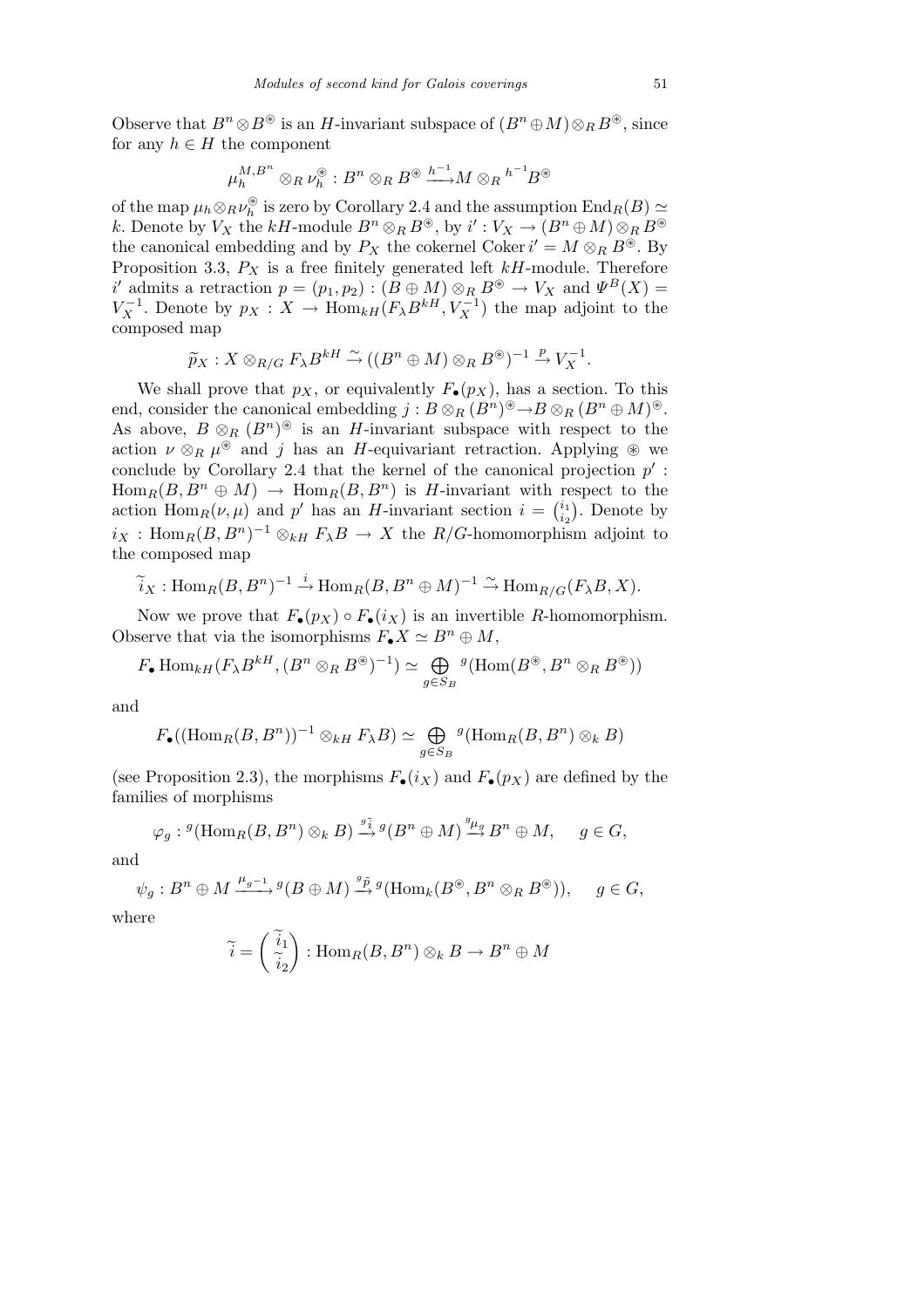Observe that $B^n \otimes B^{\circledast}$ is an $H$-invariant subspace of $(B^n \oplus M) \otimes_R B^{\circledast}$, since for any $h \in H$ the component

$$\mu_h^{M,B^n} \otimes_R \nu_h^{\circledast} : B^n \otimes_R B^{\circledast} \xrightarrow{h^{-1}} M \otimes_R {}^{h^{-1}}B^{\circledast}$$

of the map $\mu_h \otimes_R \nu_h^{\circledast}$ is zero by Corollary 2.4 and the assumption $\mathrm{End}_R(B) \simeq k$. Denote by $V_X$ the $kH$-module $B^n \otimes_R B^{\circledast}$, by $i' : V_X \to (B^n \oplus M) \otimes_R B^{\circledast}$ the canonical embedding and by $P_X$ the cokernel $\mathrm{Coker}\, i' = M \otimes_R B^{\circledast}$. By Proposition 3.3, $P_X$ is a free finitely generated left $kH$-module. Therefore $i'$ admits a retraction $p = (p_1, p_2) : (B \oplus M) \otimes_R B^{\circledast} \to V_X$ and $\Psi^B(X) = V_X^{-1}$. Denote by $p_X : X \to \mathrm{Hom}_{kH}(F_\lambda B^{kH}, V_X^{-1})$ the map adjoint to the composed map

$$\widetilde{p}_X : X \otimes_{R/G} F_\lambda B^{kH} \xrightarrow{\sim} ((B^n \oplus M) \otimes_R B^{\circledast})^{-1} \xrightarrow{p} V_X^{-1}.$$

We shall prove that $p_X$, or equivalently $F_\bullet(p_X)$, has a section. To this end, consider the canonical embedding $j : B \otimes_R (B^n)^{\circledast} \to B \otimes_R (B^n \oplus M)^{\circledast}$. As above, $B \otimes_R (B^n)^{\circledast}$ is an $H$-invariant subspace with respect to the action $\nu \otimes_R \mu^{\circledast}$ and $j$ has an $H$-equivariant retraction. Applying $\circledast$ we conclude by Corollary 2.4 that the kernel of the canonical projection $p' : \mathrm{Hom}_R(B, B^n \oplus M) \to \mathrm{Hom}_R(B, B^n)$ is $H$-invariant with respect to the action $\mathrm{Hom}_R(\nu, \mu)$ and $p'$ has an $H$-invariant section $i = \binom{i_1}{i_2}$. Denote by $i_X : \mathrm{Hom}_R(B, B^n)^{-1} \otimes_{kH} F_\lambda B \to X$ the $R/G$-homomorphism adjoint to the composed map

$$\widetilde{i}_X : \mathrm{Hom}_R(B, B^n)^{-1} \xrightarrow{i} \mathrm{Hom}_R(B, B^n \oplus M)^{-1} \xrightarrow{\sim} \mathrm{Hom}_{R/G}(F_\lambda B, X).$$

Now we prove that $F_\bullet(p_X) \circ F_\bullet(i_X)$ is an invertible $R$-homomorphism. Observe that via the isomorphisms $F_\bullet X \simeq B^n \oplus M$,

$$F_\bullet \mathrm{Hom}_{kH}(F_\lambda B^{kH}, (B^n \otimes_R B^{\circledast})^{-1}) \simeq \bigoplus_{g \in S_B} {}^g(\mathrm{Hom}(B^{\circledast}, B^n \otimes_R B^{\circledast}))$$

and

$$F_\bullet((\mathrm{Hom}_R(B, B^n))^{-1} \otimes_{kH} F_\lambda B) \simeq \bigoplus_{g \in S_B} {}^g(\mathrm{Hom}_R(B, B^n) \otimes_k B)$$

(see Proposition 2.3), the morphisms $F_\bullet(i_X)$ and $F_\bullet(p_X)$ are defined by the families of morphisms

$$\varphi_g : {}^g(\mathrm{Hom}_R(B, B^n) \otimes_k B) \xrightarrow{{}^g\widetilde{i}} {}^g(B^n \oplus M) \xrightarrow{{}^g\mu_g} B^n \oplus M, \quad g \in G,$$

and

$$\psi_g : B^n \oplus M \xrightarrow{\mu_{g^{-1}}} {}^g(B \oplus M) \xrightarrow{{}^g\widetilde{p}} {}^g(\mathrm{Hom}_k(B^{\circledast}, B^n \otimes_R B^{\circledast})), \quad g \in G,$$

where

$$\widetilde{i} = \begin{pmatrix} \widetilde{i}_1 \\ \widetilde{i}_2 \end{pmatrix} : \mathrm{Hom}_R(B, B^n) \otimes_k B \to B^n \oplus M$$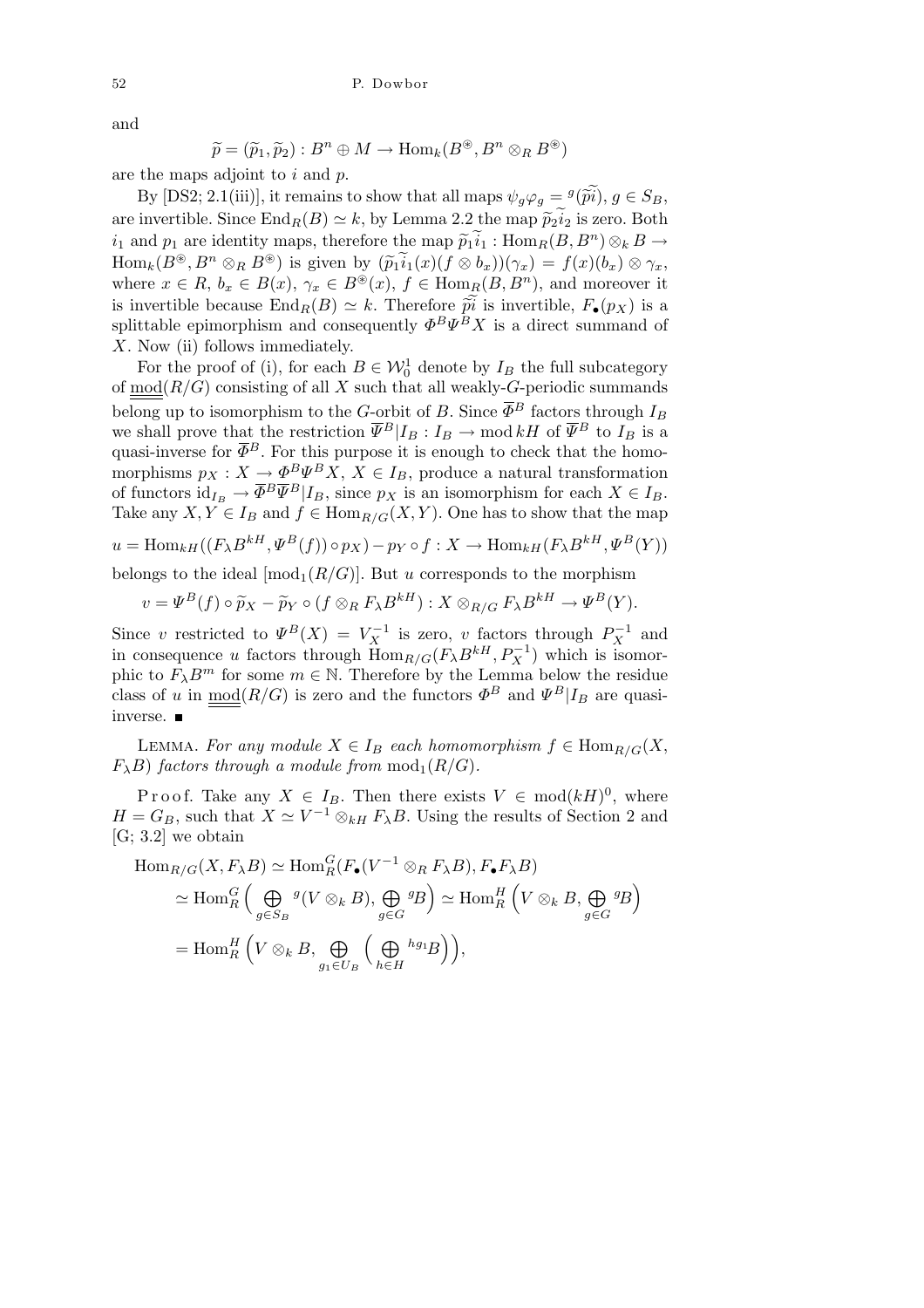and

$$\widetilde{p} = (\widetilde{p}_1, \widetilde{p}_2) : B^n \oplus M \to \mathrm{Hom}_k(B^{\circledast}, B^n \otimes_R B^{\circledast})$$

are the maps adjoint to $i$ and $p$.

By [DS2; 2.1(iii)], it remains to show that all maps $\psi_g \varphi_g = {}^g(\widetilde{\widetilde{pi}})$, $g \in S_B$, are invertible. Since $\mathrm{End}_R(B) \simeq k$, by Lemma 2.2 the map $\widetilde{p}_2 \widetilde{i}_2$ is zero. Both $i_1$ and $p_1$ are identity maps, therefore the map $\widetilde{p}_1 \widetilde{i}_1 : \mathrm{Hom}_R(B, B^n) \otimes_k B \to \mathrm{Hom}_k(B^{\circledast}, B^n \otimes_R B^{\circledast})$ is given by $(\widetilde{p}_1 \widetilde{i}_1(x)(f \otimes b_x))(\gamma_x) = f(x)(b_x) \otimes \gamma_x$, where $x \in R$, $b_x \in B(x)$, $\gamma_x \in B^{\circledast}(x)$, $f \in \mathrm{Hom}_R(B, B^n)$, and moreover it is invertible because $\mathrm{End}_R(B) \simeq k$. Therefore $\widetilde{\widetilde{pi}}$ is invertible, $F_\bullet(p_X)$ is a splittable epimorphism and consequently $\Phi^B \Psi^B X$ is a direct summand of $X$. Now (ii) follows immediately.

For the proof of (i), for each $B \in \mathcal{W}_0^1$ denote by $I_B$ the full subcategory of $\underline{\underline{\mathrm{mod}}}(R/G)$ consisting of all $X$ such that all weakly-$G$-periodic summands belong up to isomorphism to the $G$-orbit of $B$. Since $\overline{\Phi}^B$ factors through $I_B$ we shall prove that the restriction $\overline{\Psi}^B | I_B : I_B \to \mathrm{mod}\, kH$ of $\overline{\Psi}^B$ to $I_B$ is a quasi-inverse for $\overline{\Phi}^B$. For this purpose it is enough to check that the homomorphisms $p_X : X \to \Phi^B \Psi^B X$, $X \in I_B$, produce a natural transformation of functors $\mathrm{id}_{I_B} \to \overline{\Phi}^B \overline{\Psi}^B | I_B$, since $p_X$ is an isomorphism for each $X \in I_B$. Take any $X, Y \in I_B$ and $f \in \mathrm{Hom}_{R/G}(X, Y)$. One has to show that the map

$$u = \mathrm{Hom}_{kH}((F_\lambda B^{kH}, \Psi^B(f)) \circ p_X) - p_Y \circ f : X \to \mathrm{Hom}_{kH}(F_\lambda B^{kH}, \Psi^B(Y))$$

belongs to the ideal $[\mathrm{mod}_1(R/G)]$. But $u$ corresponds to the morphism

$$v = \Psi^B(f) \circ \widetilde{p}_X - \widetilde{p}_Y \circ (f \otimes_R F_\lambda B^{kH}) : X \otimes_{R/G} F_\lambda B^{kH} \to \Psi^B(Y).$$

Since $v$ restricted to $\Psi^B(X) = V_X^{-1}$ is zero, $v$ factors through $P_X^{-1}$ and in consequence $u$ factors through $\mathrm{Hom}_{R/G}(F_\lambda B^{kH}, P_X^{-1})$ which is isomorphic to $F_\lambda B^m$ for some $m \in \mathbb{N}$. Therefore by the Lemma below the residue class of $u$ in $\underline{\underline{\mathrm{mod}}}(R/G)$ is zero and the functors $\Phi^B$ and $\Psi^B | I_B$ are quasi-inverse. ∎

Lemma. *For any module $X \in I_B$ each homomorphism $f \in \mathrm{Hom}_{R/G}(X, F_\lambda B)$ factors through a module from $\mathrm{mod}_1(R/G)$.*

Proof. Take any $X \in I_B$. Then there exists $V \in \mathrm{mod}(kH)^0$, where $H = G_B$, such that $X \simeq V^{-1} \otimes_{kH} F_\lambda B$. Using the results of Section 2 and [G; 3.2] we obtain

$$\begin{aligned}
\mathrm{Hom}_{R/G}(X, F_\lambda B) &\simeq \mathrm{Hom}_R^G(F_\bullet(V^{-1} \otimes_R F_\lambda B), F_\bullet F_\lambda B) \\
&\simeq \mathrm{Hom}_R^G\Big(\bigoplus_{g \in S_B} {}^g(V \otimes_k B), \bigoplus_{g \in G} {}^g B\Big) \simeq \mathrm{Hom}_R^H\Big(V \otimes_k B, \bigoplus_{g \in G} {}^g B\Big) \\
&= \mathrm{Hom}_R^H\Big(V \otimes_k B, \bigoplus_{g_1 \in U_B}\Big(\bigoplus_{h \in H} {}^{hg_1} B\Big)\Big),
\end{aligned}$$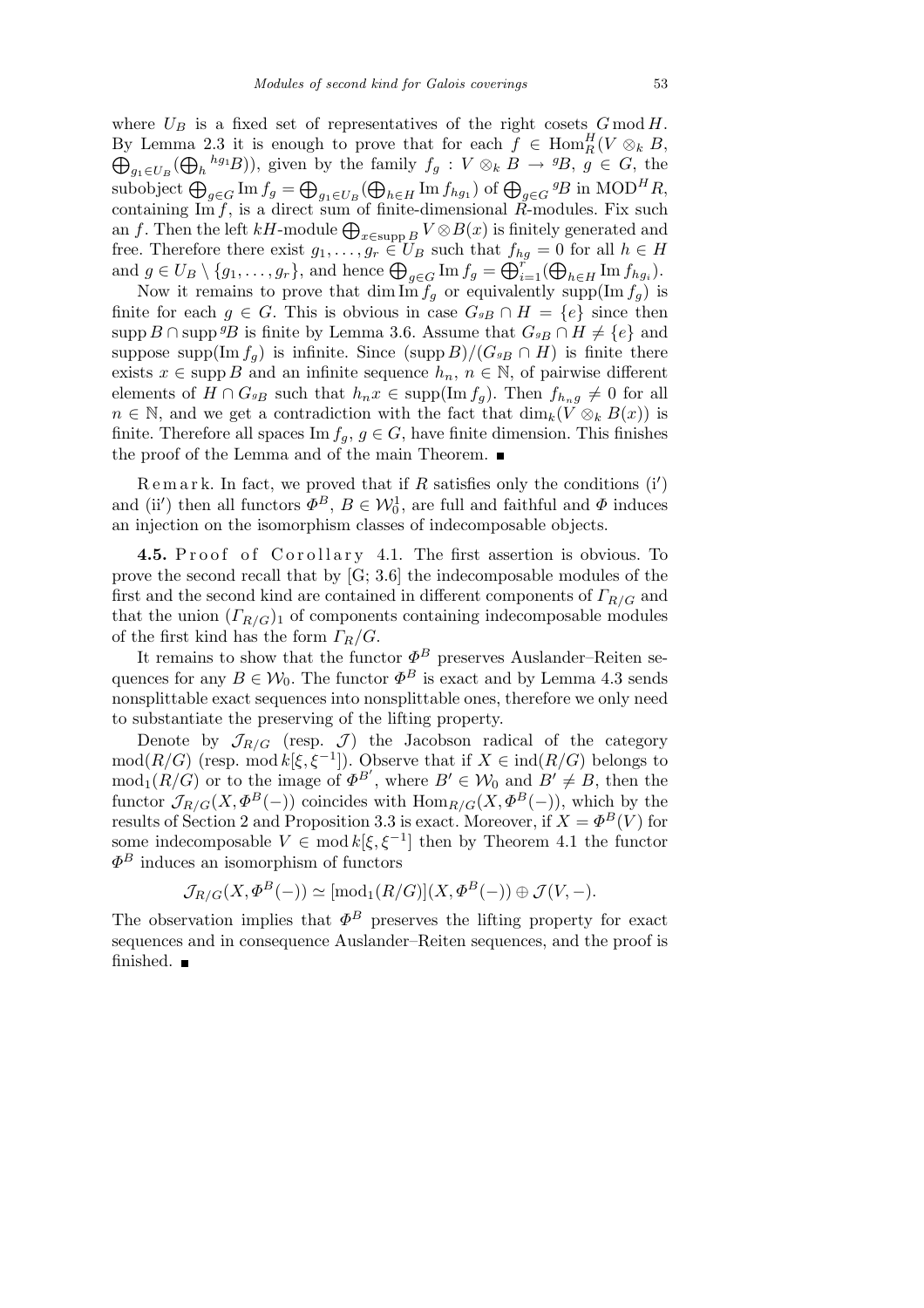where $U_B$ is a fixed set of representatives of the right cosets $G \bmod H$. By Lemma 2.3 it is enough to prove that for each $f \in \operatorname{Hom}^H_R(V \otimes_k B, \bigoplus_{g_1 \in U_B}(\bigoplus_h {}^{hg_1}B))$, given by the family $f_g : V \otimes_k B \to {}^gB$, $g \in G$, the subobject $\bigoplus_{g \in G} \operatorname{Im} f_g = \bigoplus_{g_1 \in U_B}(\bigoplus_{h \in H} \operatorname{Im} f_{hg_1})$ of $\bigoplus_{g \in G} {}^gB$ in $\operatorname{MOD}^H R$, containing $\operatorname{Im} f$, is a direct sum of finite-dimensional $R$-modules. Fix such an $f$. Then the left $kH$-module $\bigoplus_{x \in \operatorname{supp} B} V \otimes B(x)$ is finitely generated and free. Therefore there exist $g_1, \ldots, g_r \in U_B$ such that $f_{hg} = 0$ for all $h \in H$ and $g \in U_B \setminus \{g_1, \ldots, g_r\}$, and hence $\bigoplus_{g \in G} \operatorname{Im} f_g = \bigoplus_{i=1}^r(\bigoplus_{h \in H} \operatorname{Im} f_{hg_i})$.

Now it remains to prove that $\dim \operatorname{Im} f_g$ or equivalently $\operatorname{supp}(\operatorname{Im} f_g)$ is finite for each $g \in G$. This is obvious in case $G_{{}^gB} \cap H = \{e\}$ since then $\operatorname{supp} B \cap \operatorname{supp} {}^gB$ is finite by Lemma 3.6. Assume that $G_{{}^gB} \cap H \neq \{e\}$ and suppose $\operatorname{supp}(\operatorname{Im} f_g)$ is infinite. Since $(\operatorname{supp} B)/(G_{{}^gB} \cap H)$ is finite there exists $x \in \operatorname{supp} B$ and an infinite sequence $h_n$, $n \in \mathbb{N}$, of pairwise different elements of $H \cap G_{{}^gB}$ such that $h_n x \in \operatorname{supp}(\operatorname{Im} f_g)$. Then $f_{h_n g} \neq 0$ for all $n \in \mathbb{N}$, and we get a contradiction with the fact that $\dim_k(V \otimes_k B(x))$ is finite. Therefore all spaces $\operatorname{Im} f_g$, $g \in G$, have finite dimension. This finishes the proof of the Lemma and of the main Theorem. ∎

Remark. In fact, we proved that if $R$ satisfies only the conditions (i$'$) and (ii$'$) then all functors $\Phi^B$, $B \in \mathcal{W}^1_0$, are full and faithful and $\Phi$ induces an injection on the isomorphism classes of indecomposable objects.

**4.5.** Proof of Corollary 4.1. The first assertion is obvious. To prove the second recall that by [G; 3.6] the indecomposable modules of the first and the second kind are contained in different components of $\Gamma_{R/G}$ and that the union $(\Gamma_{R/G})_1$ of components containing indecomposable modules of the first kind has the form $\Gamma_R/G$.

It remains to show that the functor $\Phi^B$ preserves Auslander–Reiten sequences for any $B \in \mathcal{W}_0$. The functor $\Phi^B$ is exact and by Lemma 4.3 sends nonsplittable exact sequences into nonsplittable ones, therefore we only need to substantiate the preserving of the lifting property.

Denote by $\mathcal{J}_{R/G}$ (resp. $\mathcal{J}$) the Jacobson radical of the category $\operatorname{mod}(R/G)$ (resp. $\operatorname{mod} k[\xi, \xi^{-1}]$). Observe that if $X \in \operatorname{ind}(R/G)$ belongs to $\operatorname{mod}_1(R/G)$ or to the image of $\Phi^{B'}$, where $B' \in \mathcal{W}_0$ and $B' \neq B$, then the functor $\mathcal{J}_{R/G}(X, \Phi^B(-))$ coincides with $\operatorname{Hom}_{R/G}(X, \Phi^B(-))$, which by the results of Section 2 and Proposition 3.3 is exact. Moreover, if $X = \Phi^B(V)$ for some indecomposable $V \in \operatorname{mod} k[\xi, \xi^{-1}]$ then by Theorem 4.1 the functor $\Phi^B$ induces an isomorphism of functors

$$\mathcal{J}_{R/G}(X, \Phi^B(-)) \simeq [\operatorname{mod}_1(R/G)](X, \Phi^B(-)) \oplus \mathcal{J}(V, -).$$

The observation implies that $\Phi^B$ preserves the lifting property for exact sequences and in consequence Auslander–Reiten sequences, and the proof is finished. ∎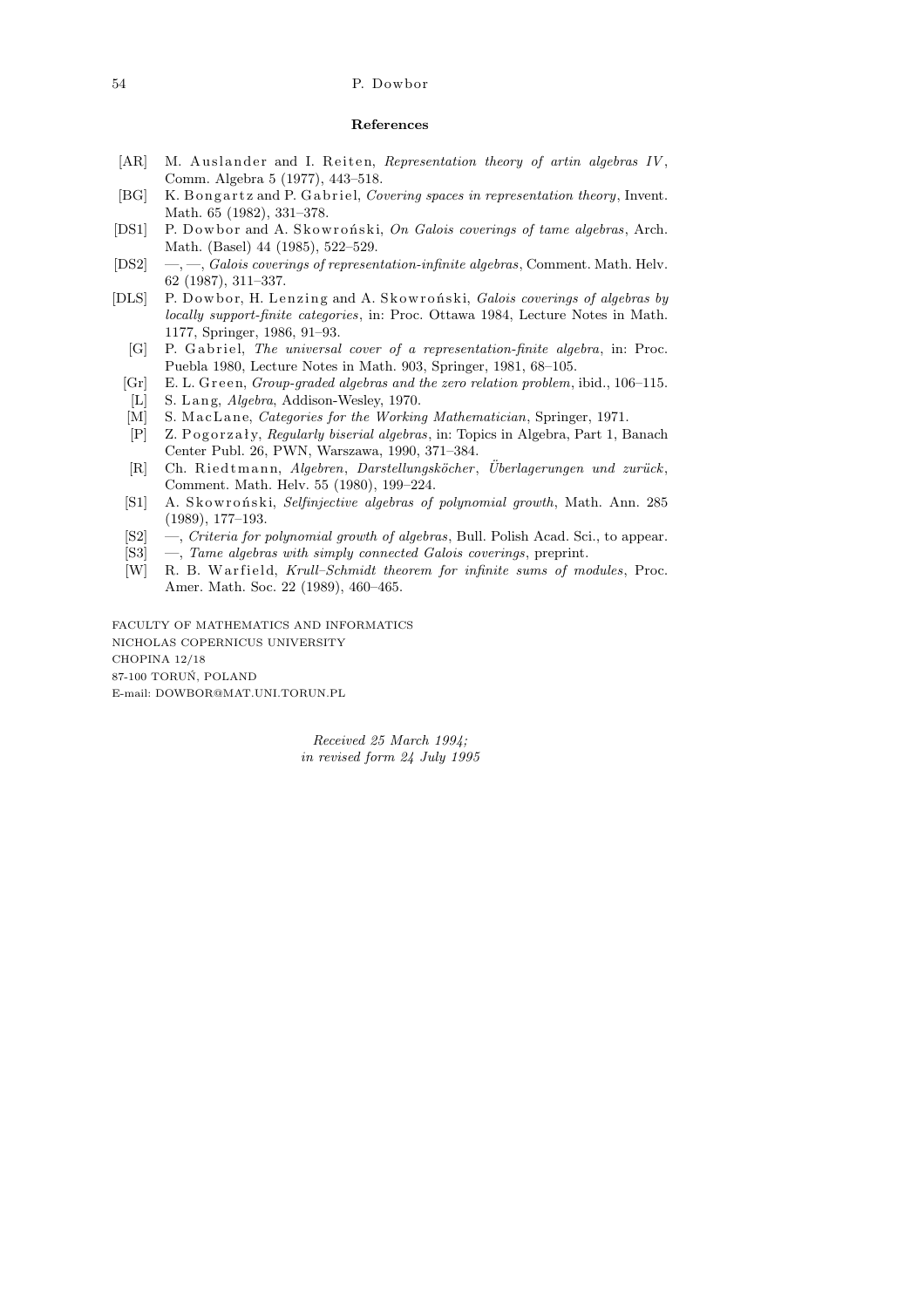### References

- [AR] M. Auslander and I. Reiten, *Representation theory of artin algebras IV*, Comm. Algebra 5 (1977), 443–518.
- [BG] K. Bongartz and P. Gabriel, *Covering spaces in representation theory*, Invent. Math. 65 (1982), 331–378.
- [DS1] P. Dowbor and A. Skowroński, *On Galois coverings of tame algebras*, Arch. Math. (Basel) 44 (1985), 522–529.
- [DS2] —, —, *Galois coverings of representation-infinite algebras*, Comment. Math. Helv. 62 (1987), 311–337.
- [DLS] P. Dowbor, H. Lenzing and A. Skowroński, *Galois coverings of algebras by locally support-finite categories*, in: Proc. Ottawa 1984, Lecture Notes in Math. 1177, Springer, 1986, 91–93.
- [G] P. Gabriel, *The universal cover of a representation-finite algebra*, in: Proc. Puebla 1980, Lecture Notes in Math. 903, Springer, 1981, 68–105.
- [Gr] E. L. Green, *Group-graded algebras and the zero relation problem*, ibid., 106–115.
- [L] S. Lang, *Algebra*, Addison-Wesley, 1970.
- [M] S. MacLane, *Categories for the Working Mathematician*, Springer, 1971.
- [P] Z. Pogorzały, *Regularly biserial algebras*, in: Topics in Algebra, Part 1, Banach Center Publ. 26, PWN, Warszawa, 1990, 371–384.
- [R] Ch. Riedtmann, *Algebren, Darstellungsköcher, Überlagerungen und zurück*, Comment. Math. Helv. 55 (1980), 199–224.
- [S1] A. Skowroński, *Selfinjective algebras of polynomial growth*, Math. Ann. 285 (1989), 177–193.
- [S2] —, *Criteria for polynomial growth of algebras*, Bull. Polish Acad. Sci., to appear.
- [S3] —, *Tame algebras with simply connected Galois coverings*, preprint.
- [W] R. B. Warfield, *Krull–Schmidt theorem for infinite sums of modules*, Proc. Amer. Math. Soc. 22 (1989), 460–465.

FACULTY OF MATHEMATICS AND INFORMATICS
NICHOLAS COPERNICUS UNIVERSITY
CHOPINA 12/18
87-100 TORUŃ, POLAND
E-mail: DOWBOR@MAT.UNI.TORUN.PL

*Received 25 March 1994;*
*in revised form 24 July 1995*